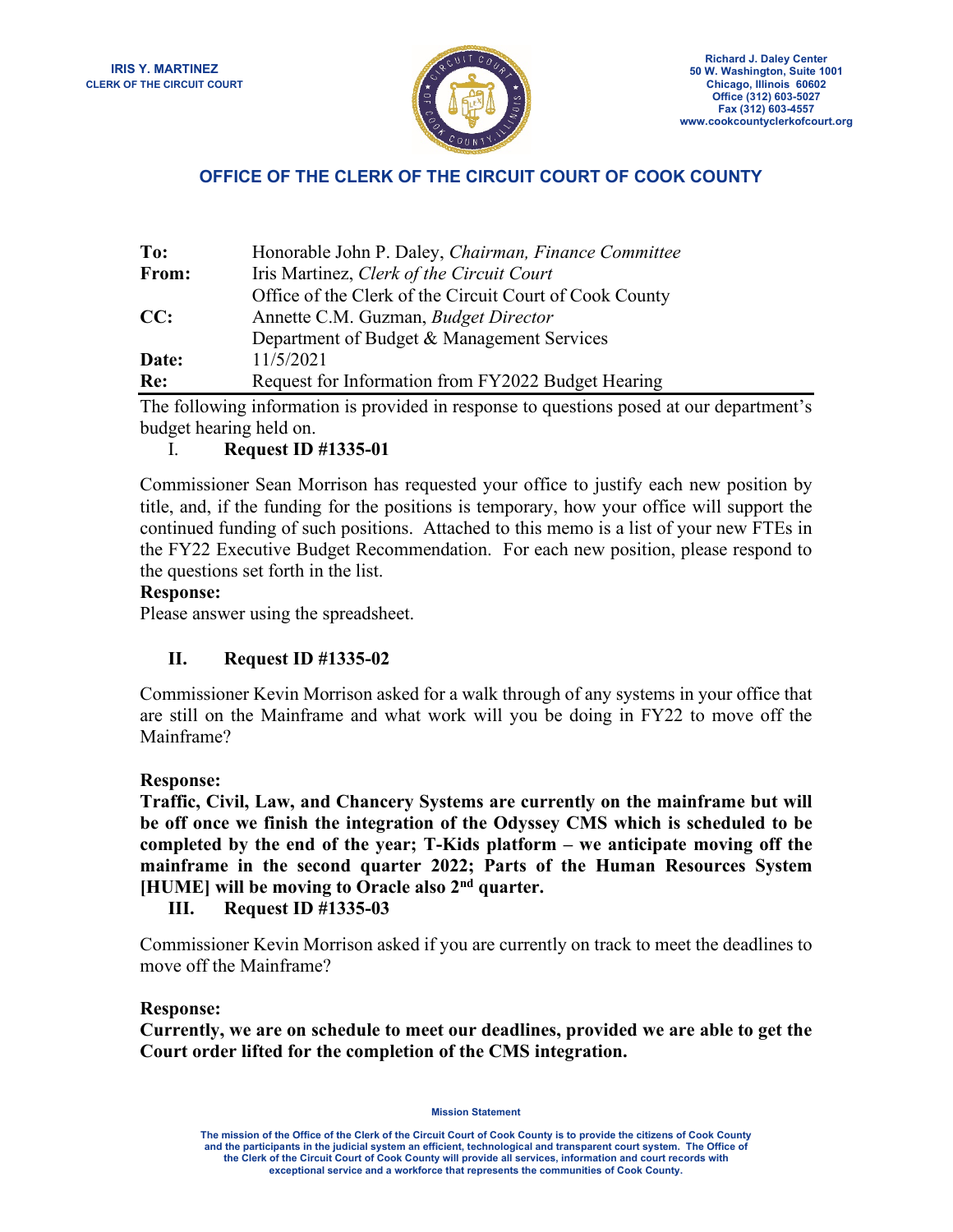**IRIS Y. MARTINEZ**
**CLERK OF THE CIRCUIT COURT**

**Richard J. Daley Center**
**50 W. Washington, Suite 1001**
**Chicago, Illinois 60602**
**Office (312) 603-5027**
**Fax (312) 603-4557**
**www.cookcountyclerkofcourt.org**

## OFFICE OF THE CLERK OF THE CIRCUIT COURT OF COOK COUNTY

| | |
|---|---|
| **To:** | Honorable John P. Daley, *Chairman, Finance Committee* |
| **From:** | Iris Martinez, *Clerk of the Circuit Court* |
| | Office of the Clerk of the Circuit Court of Cook County |
| **CC:** | Annette C.M. Guzman, *Budget Director* |
| | Department of Budget & Management Services |
| **Date:** | 11/5/2021 |
| **Re:** | Request for Information from FY2022 Budget Hearing |

The following information is provided in response to questions posed at our department's budget hearing held on.

### I. Request ID #1335-01

Commissioner Sean Morrison has requested your office to justify each new position by title, and, if the funding for the positions is temporary, how your office will support the continued funding of such positions. Attached to this memo is a list of your new FTEs in the FY22 Executive Budget Recommendation. For each new position, please respond to the questions set forth in the list.

**Response:**

Please answer using the spreadsheet.

### II. Request ID #1335-02

Commissioner Kevin Morrison asked for a walk through of any systems in your office that are still on the Mainframe and what work will you be doing in FY22 to move off the Mainframe?

**Response:**

**Traffic, Civil, Law, and Chancery Systems are currently on the mainframe but will be off once we finish the integration of the Odyssey CMS which is scheduled to be completed by the end of the year; T-Kids platform – we anticipate moving off the mainframe in the second quarter 2022; Parts of the Human Resources System [HUME] will be moving to Oracle also 2nd quarter.**

### III. Request ID #1335-03

Commissioner Kevin Morrison asked if you are currently on track to meet the deadlines to move off the Mainframe?

**Response:**

**Currently, we are on schedule to meet our deadlines, provided we are able to get the Court order lifted for the completion of the CMS integration.**

**Mission Statement**

**The mission of the Office of the Clerk of the Circuit Court of Cook County is to provide the citizens of Cook County and the participants in the judicial system an efficient, technological and transparent court system. The Office of the Clerk of the Circuit Court of Cook County will provide all services, information and court records with exceptional service and a workforce that represents the communities of Cook County.**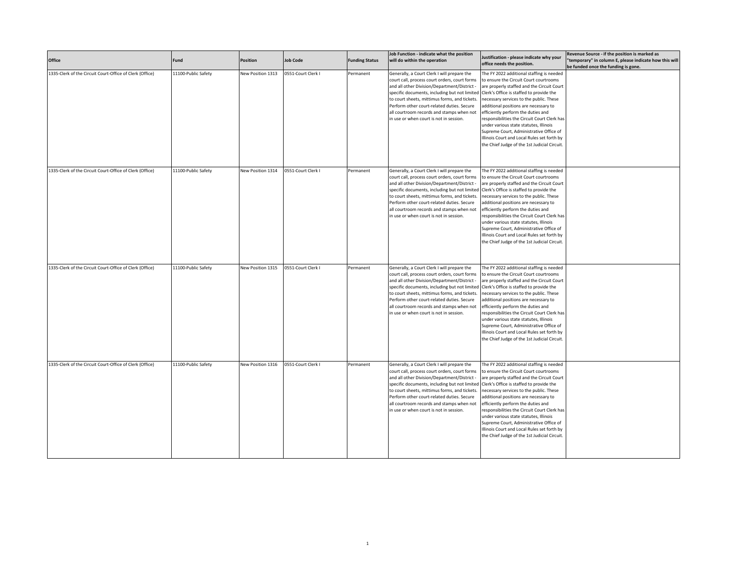| Office | Fund | Position | Job Code | Funding Status | Job Function - indicate what the position will do within the operation | Justification - please indicate why your office needs the position. | Revenue Source - if the position is marked as "temporary" in column E, please indicate how this will be funded once the funding is gone. |
|---|---|---|---|---|---|---|---|
| 1335-Clerk of the Circuit Court-Office of Clerk (Office) | 11100-Public Safety | New Position 1313 | 0551-Court Clerk I | Permanent | Generally, a Court Clerk I will prepare the court call, process court orders, court forms and all other Division/Department/District - specific documents, including but not limited to court sheets, mittimus forms, and tickets. Perform other court-related duties. Secure all courtroom records and stamps when not in use or when court is not in session. | The FY 2022 additional staffing is needed to ensure the Circuit Court courtrooms are properly staffed and the Circuit Court Clerk's Office is staffed to provide the necessary services to the public. These additional positions are necessary to efficiently perform the duties and responsibilities the Circuit Court Clerk has under various state statutes, Illinois Supreme Court, Administrative Office of Illinois Court and Local Rules set forth by the Chief Judge of the 1st Judicial Circuit. | |
| 1335-Clerk of the Circuit Court-Office of Clerk (Office) | 11100-Public Safety | New Position 1314 | 0551-Court Clerk I | Permanent | Generally, a Court Clerk I will prepare the court call, process court orders, court forms and all other Division/Department/District - specific documents, including but not limited to court sheets, mittimus forms, and tickets. Perform other court-related duties. Secure all courtroom records and stamps when not in use or when court is not in session. | The FY 2022 additional staffing is needed to ensure the Circuit Court courtrooms are properly staffed and the Circuit Court Clerk's Office is staffed to provide the necessary services to the public. These additional positions are necessary to efficiently perform the duties and responsibilities the Circuit Court Clerk has under various state statutes, Illinois Supreme Court, Administrative Office of Illinois Court and Local Rules set forth by the Chief Judge of the 1st Judicial Circuit. | |
| 1335-Clerk of the Circuit Court-Office of Clerk (Office) | 11100-Public Safety | New Position 1315 | 0551-Court Clerk I | Permanent | Generally, a Court Clerk I will prepare the court call, process court orders, court forms and all other Division/Department/District - specific documents, including but not limited to court sheets, mittimus forms, and tickets. Perform other court-related duties. Secure all courtroom records and stamps when not in use or when court is not in session. | The FY 2022 additional staffing is needed to ensure the Circuit Court courtrooms are properly staffed and the Circuit Court Clerk's Office is staffed to provide the necessary services to the public. These additional positions are necessary to efficiently perform the duties and responsibilities the Circuit Court Clerk has under various state statutes, Illinois Supreme Court, Administrative Office of Illinois Court and Local Rules set forth by the Chief Judge of the 1st Judicial Circuit. | |
| 1335-Clerk of the Circuit Court-Office of Clerk (Office) | 11100-Public Safety | New Position 1316 | 0551-Court Clerk I | Permanent | Generally, a Court Clerk I will prepare the court call, process court orders, court forms and all other Division/Department/District - specific documents, including but not limited to court sheets, mittimus forms, and tickets. Perform other court-related duties. Secure all courtroom records and stamps when not in use or when court is not in session. | The FY 2022 additional staffing is needed to ensure the Circuit Court courtrooms are properly staffed and the Circuit Court Clerk's Office is staffed to provide the necessary services to the public. These additional positions are necessary to efficiently perform the duties and responsibilities the Circuit Court Clerk has under various state statutes, Illinois Supreme Court, Administrative Office of Illinois Court and Local Rules set forth by the Chief Judge of the 1st Judicial Circuit. | |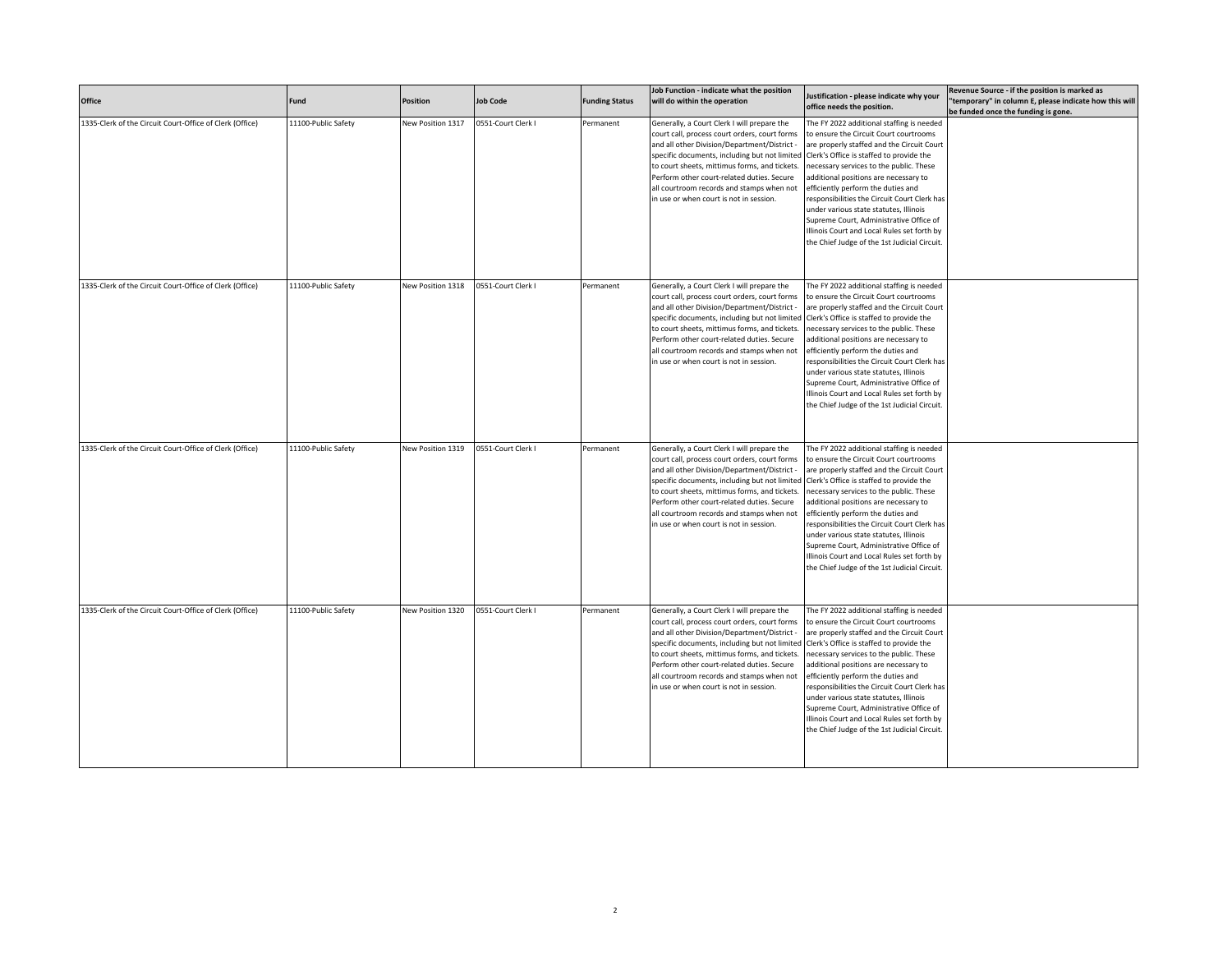| Office | Fund | Position | Job Code | Funding Status | Job Function - indicate what the position will do within the operation | Justification - please indicate why your office needs the position. | Revenue Source - if the position is marked as "temporary" in column E, please indicate how this will be funded once the funding is gone. |
|---|---|---|---|---|---|---|---|
| 1335-Clerk of the Circuit Court-Office of Clerk (Office) | 11100-Public Safety | New Position 1317 | 0551-Court Clerk I | Permanent | Generally, a Court Clerk I will prepare the court call, process court orders, court forms and all other Division/Department/District - specific documents, including but not limited to court sheets, mittimus forms, and tickets. Perform other court-related duties. Secure all courtroom records and stamps when not in use or when court is not in session. | The FY 2022 additional staffing is needed to ensure the Circuit Court courtrooms are properly staffed and the Circuit Court Clerk's Office is staffed to provide the necessary services to the public. These additional positions are necessary to efficiently perform the duties and responsibilities the Circuit Court Clerk has under various state statutes, Illinois Supreme Court, Administrative Office of Illinois Court and Local Rules set forth by the Chief Judge of the 1st Judicial Circuit. | |
| 1335-Clerk of the Circuit Court-Office of Clerk (Office) | 11100-Public Safety | New Position 1318 | 0551-Court Clerk I | Permanent | Generally, a Court Clerk I will prepare the court call, process court orders, court forms and all other Division/Department/District - specific documents, including but not limited to court sheets, mittimus forms, and tickets. Perform other court-related duties. Secure all courtroom records and stamps when not in use or when court is not in session. | The FY 2022 additional staffing is needed to ensure the Circuit Court courtrooms are properly staffed and the Circuit Court Clerk's Office is staffed to provide the necessary services to the public. These additional positions are necessary to efficiently perform the duties and responsibilities the Circuit Court Clerk has under various state statutes, Illinois Supreme Court, Administrative Office of Illinois Court and Local Rules set forth by the Chief Judge of the 1st Judicial Circuit. | |
| 1335-Clerk of the Circuit Court-Office of Clerk (Office) | 11100-Public Safety | New Position 1319 | 0551-Court Clerk I | Permanent | Generally, a Court Clerk I will prepare the court call, process court orders, court forms and all other Division/Department/District - specific documents, including but not limited to court sheets, mittimus forms, and tickets. Perform other court-related duties. Secure all courtroom records and stamps when not in use or when court is not in session. | The FY 2022 additional staffing is needed to ensure the Circuit Court courtrooms are properly staffed and the Circuit Court Clerk's Office is staffed to provide the necessary services to the public. These additional positions are necessary to efficiently perform the duties and responsibilities the Circuit Court Clerk has under various state statutes, Illinois Supreme Court, Administrative Office of Illinois Court and Local Rules set forth by the Chief Judge of the 1st Judicial Circuit. | |
| 1335-Clerk of the Circuit Court-Office of Clerk (Office) | 11100-Public Safety | New Position 1320 | 0551-Court Clerk I | Permanent | Generally, a Court Clerk I will prepare the court call, process court orders, court forms and all other Division/Department/District - specific documents, including but not limited to court sheets, mittimus forms, and tickets. Perform other court-related duties. Secure all courtroom records and stamps when not in use or when court is not in session. | The FY 2022 additional staffing is needed to ensure the Circuit Court courtrooms are properly staffed and the Circuit Court Clerk's Office is staffed to provide the necessary services to the public. These additional positions are necessary to efficiently perform the duties and responsibilities the Circuit Court Clerk has under various state statutes, Illinois Supreme Court, Administrative Office of Illinois Court and Local Rules set forth by the Chief Judge of the 1st Judicial Circuit. | |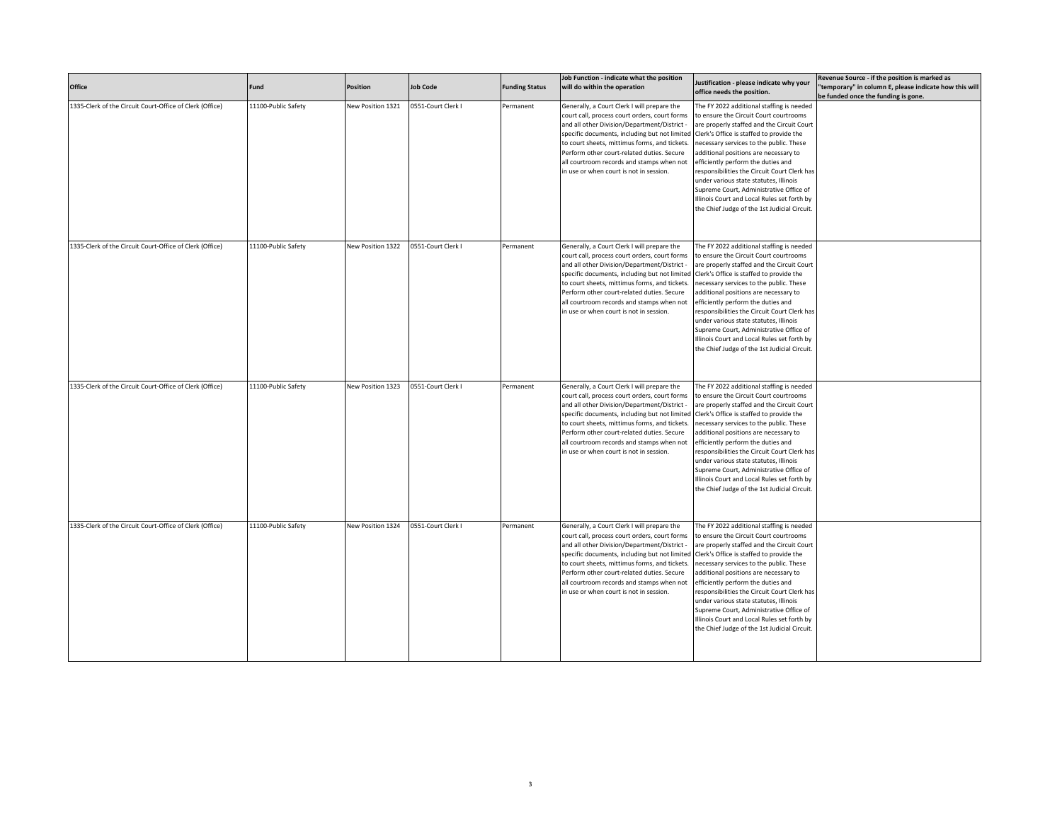| Office | Fund | Position | Job Code | Funding Status | Job Function - indicate what the position will do within the operation | Justification - please indicate why your office needs the position. | Revenue Source - if the position is marked as "temporary" in column E, please indicate how this will be funded once the funding is gone. |
|---|---|---|---|---|---|---|---|
| 1335-Clerk of the Circuit Court-Office of Clerk (Office) | 11100-Public Safety | New Position 1321 | 0551-Court Clerk I | Permanent | Generally, a Court Clerk I will prepare the court call, process court orders, court forms and all other Division/Department/District - specific documents, including but not limited to court sheets, mittimus forms, and tickets. Perform other court-related duties. Secure all courtroom records and stamps when not in use or when court is not in session. | The FY 2022 additional staffing is needed to ensure the Circuit Court courtrooms are properly staffed and the Circuit Court Clerk's Office is staffed to provide the necessary services to the public. These additional positions are necessary to efficiently perform the duties and responsibilities the Circuit Court Clerk has under various state statutes, Illinois Supreme Court, Administrative Office of Illinois Court and Local Rules set forth by the Chief Judge of the 1st Judicial Circuit. | |
| 1335-Clerk of the Circuit Court-Office of Clerk (Office) | 11100-Public Safety | New Position 1322 | 0551-Court Clerk I | Permanent | Generally, a Court Clerk I will prepare the court call, process court orders, court forms and all other Division/Department/District - specific documents, including but not limited to court sheets, mittimus forms, and tickets. Perform other court-related duties. Secure all courtroom records and stamps when not in use or when court is not in session. | The FY 2022 additional staffing is needed to ensure the Circuit Court courtrooms are properly staffed and the Circuit Court Clerk's Office is staffed to provide the necessary services to the public. These additional positions are necessary to efficiently perform the duties and responsibilities the Circuit Court Clerk has under various state statutes, Illinois Supreme Court, Administrative Office of Illinois Court and Local Rules set forth by the Chief Judge of the 1st Judicial Circuit. | |
| 1335-Clerk of the Circuit Court-Office of Clerk (Office) | 11100-Public Safety | New Position 1323 | 0551-Court Clerk I | Permanent | Generally, a Court Clerk I will prepare the court call, process court orders, court forms and all other Division/Department/District - specific documents, including but not limited to court sheets, mittimus forms, and tickets. Perform other court-related duties. Secure all courtroom records and stamps when not in use or when court is not in session. | The FY 2022 additional staffing is needed to ensure the Circuit Court courtrooms are properly staffed and the Circuit Court Clerk's Office is staffed to provide the necessary services to the public. These additional positions are necessary to efficiently perform the duties and responsibilities the Circuit Court Clerk has under various state statutes, Illinois Supreme Court, Administrative Office of Illinois Court and Local Rules set forth by the Chief Judge of the 1st Judicial Circuit. | |
| 1335-Clerk of the Circuit Court-Office of Clerk (Office) | 11100-Public Safety | New Position 1324 | 0551-Court Clerk I | Permanent | Generally, a Court Clerk I will prepare the court call, process court orders, court forms and all other Division/Department/District - specific documents, including but not limited to court sheets, mittimus forms, and tickets. Perform other court-related duties. Secure all courtroom records and stamps when not in use or when court is not in session. | The FY 2022 additional staffing is needed to ensure the Circuit Court courtrooms are properly staffed and the Circuit Court Clerk's Office is staffed to provide the necessary services to the public. These additional positions are necessary to efficiently perform the duties and responsibilities the Circuit Court Clerk has under various state statutes, Illinois Supreme Court, Administrative Office of Illinois Court and Local Rules set forth by the Chief Judge of the 1st Judicial Circuit. | |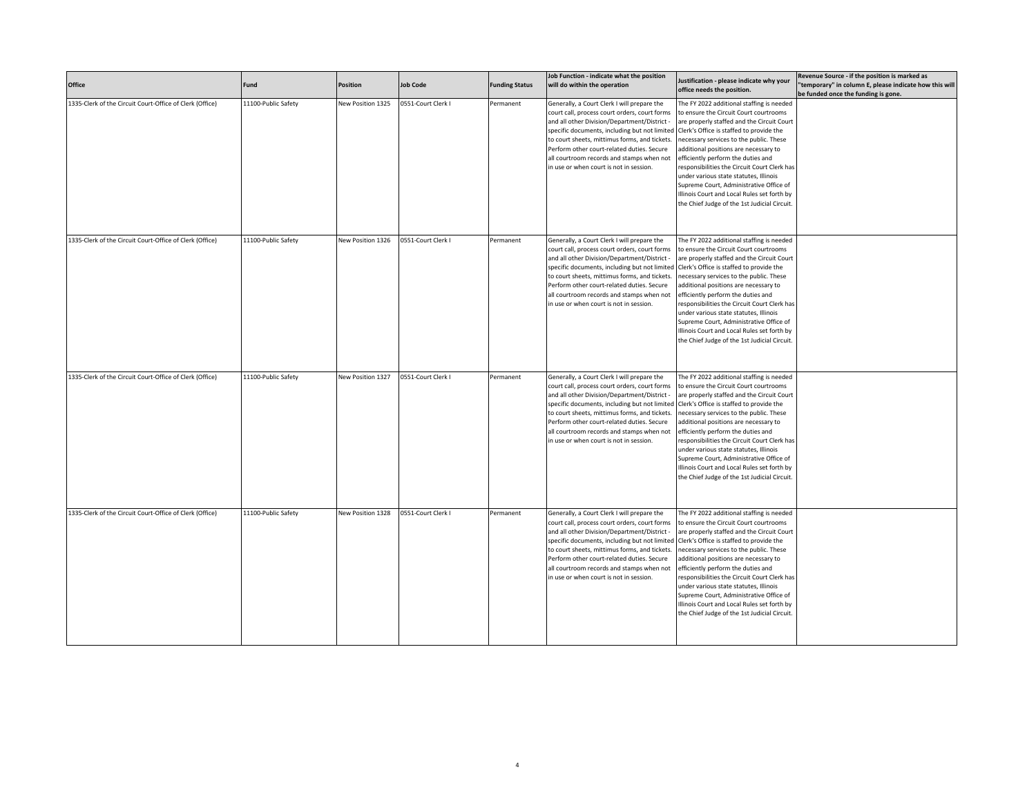| Office | Fund | Position | Job Code | Funding Status | Job Function - indicate what the position will do within the operation | Justification - please indicate why your office needs the position. | Revenue Source - if the position is marked as "temporary" in column E, please indicate how this will be funded once the funding is gone. |
|---|---|---|---|---|---|---|---|
| 1335-Clerk of the Circuit Court-Office of Clerk (Office) | 11100-Public Safety | New Position 1325 | 0551-Court Clerk I | Permanent | Generally, a Court Clerk I will prepare the court call, process court orders, court forms and all other Division/Department/District - specific documents, including but not limited to court sheets, mittimus forms, and tickets. Perform other court-related duties. Secure all courtroom records and stamps when not in use or when court is not in session. | The FY 2022 additional staffing is needed to ensure the Circuit Court courtrooms are properly staffed and the Circuit Court Clerk's Office is staffed to provide the necessary services to the public. These additional positions are necessary to efficiently perform the duties and responsibilities the Circuit Court Clerk has under various state statutes, Illinois Supreme Court, Administrative Office of Illinois Court and Local Rules set forth by the Chief Judge of the 1st Judicial Circuit. | |
| 1335-Clerk of the Circuit Court-Office of Clerk (Office) | 11100-Public Safety | New Position 1326 | 0551-Court Clerk I | Permanent | Generally, a Court Clerk I will prepare the court call, process court orders, court forms and all other Division/Department/District - specific documents, including but not limited to court sheets, mittimus forms, and tickets. Perform other court-related duties. Secure all courtroom records and stamps when not in use or when court is not in session. | The FY 2022 additional staffing is needed to ensure the Circuit Court courtrooms are properly staffed and the Circuit Court Clerk's Office is staffed to provide the necessary services to the public. These additional positions are necessary to efficiently perform the duties and responsibilities the Circuit Court Clerk has under various state statutes, Illinois Supreme Court, Administrative Office of Illinois Court and Local Rules set forth by the Chief Judge of the 1st Judicial Circuit. | |
| 1335-Clerk of the Circuit Court-Office of Clerk (Office) | 11100-Public Safety | New Position 1327 | 0551-Court Clerk I | Permanent | Generally, a Court Clerk I will prepare the court call, process court orders, court forms and all other Division/Department/District - specific documents, including but not limited to court sheets, mittimus forms, and tickets. Perform other court-related duties. Secure all courtroom records and stamps when not in use or when court is not in session. | The FY 2022 additional staffing is needed to ensure the Circuit Court courtrooms are properly staffed and the Circuit Court Clerk's Office is staffed to provide the necessary services to the public. These additional positions are necessary to efficiently perform the duties and responsibilities the Circuit Court Clerk has under various state statutes, Illinois Supreme Court, Administrative Office of Illinois Court and Local Rules set forth by the Chief Judge of the 1st Judicial Circuit. | |
| 1335-Clerk of the Circuit Court-Office of Clerk (Office) | 11100-Public Safety | New Position 1328 | 0551-Court Clerk I | Permanent | Generally, a Court Clerk I will prepare the court call, process court orders, court forms and all other Division/Department/District - specific documents, including but not limited to court sheets, mittimus forms, and tickets. Perform other court-related duties. Secure all courtroom records and stamps when not in use or when court is not in session. | The FY 2022 additional staffing is needed to ensure the Circuit Court courtrooms are properly staffed and the Circuit Court Clerk's Office is staffed to provide the necessary services to the public. These additional positions are necessary to efficiently perform the duties and responsibilities the Circuit Court Clerk has under various state statutes, Illinois Supreme Court, Administrative Office of Illinois Court and Local Rules set forth by the Chief Judge of the 1st Judicial Circuit. | |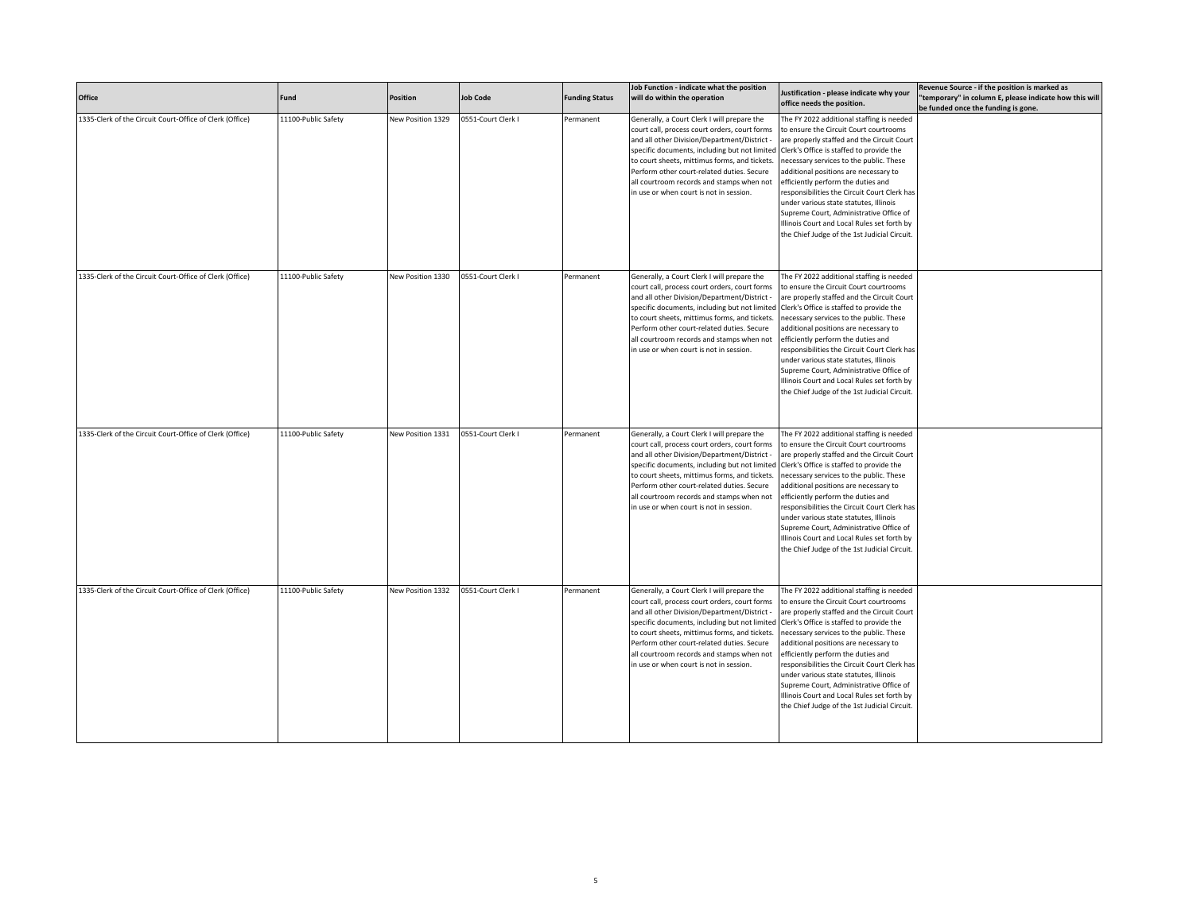| Office | Fund | Position | Job Code | Funding Status | Job Function - indicate what the position will do within the operation | Justification - please indicate why your office needs the position. | Revenue Source - if the position is marked as "temporary" in column E, please indicate how this will be funded once the funding is gone. |
|---|---|---|---|---|---|---|---|
| 1335-Clerk of the Circuit Court-Office of Clerk (Office) | 11100-Public Safety | New Position 1329 | 0551-Court Clerk I | Permanent | Generally, a Court Clerk I will prepare the court call, process court orders, court forms and all other Division/Department/District - specific documents, including but not limited to court sheets, mittimus forms, and tickets. Perform other court-related duties. Secure all courtroom records and stamps when not in use or when court is not in session. | The FY 2022 additional staffing is needed to ensure the Circuit Court courtrooms are properly staffed and the Circuit Court Clerk's Office is staffed to provide the necessary services to the public. These additional positions are necessary to efficiently perform the duties and responsibilities the Circuit Court Clerk has under various state statutes, Illinois Supreme Court, Administrative Office of Illinois Court and Local Rules set forth by the Chief Judge of the 1st Judicial Circuit. | |
| 1335-Clerk of the Circuit Court-Office of Clerk (Office) | 11100-Public Safety | New Position 1330 | 0551-Court Clerk I | Permanent | Generally, a Court Clerk I will prepare the court call, process court orders, court forms and all other Division/Department/District - specific documents, including but not limited to court sheets, mittimus forms, and tickets. Perform other court-related duties. Secure all courtroom records and stamps when not in use or when court is not in session. | The FY 2022 additional staffing is needed to ensure the Circuit Court courtrooms are properly staffed and the Circuit Court Clerk's Office is staffed to provide the necessary services to the public. These additional positions are necessary to efficiently perform the duties and responsibilities the Circuit Court Clerk has under various state statutes, Illinois Supreme Court, Administrative Office of Illinois Court and Local Rules set forth by the Chief Judge of the 1st Judicial Circuit. | |
| 1335-Clerk of the Circuit Court-Office of Clerk (Office) | 11100-Public Safety | New Position 1331 | 0551-Court Clerk I | Permanent | Generally, a Court Clerk I will prepare the court call, process court orders, court forms and all other Division/Department/District - specific documents, including but not limited to court sheets, mittimus forms, and tickets. Perform other court-related duties. Secure all courtroom records and stamps when not in use or when court is not in session. | The FY 2022 additional staffing is needed to ensure the Circuit Court courtrooms are properly staffed and the Circuit Court Clerk's Office is staffed to provide the necessary services to the public. These additional positions are necessary to efficiently perform the duties and responsibilities the Circuit Court Clerk has under various state statutes, Illinois Supreme Court, Administrative Office of Illinois Court and Local Rules set forth by the Chief Judge of the 1st Judicial Circuit. | |
| 1335-Clerk of the Circuit Court-Office of Clerk (Office) | 11100-Public Safety | New Position 1332 | 0551-Court Clerk I | Permanent | Generally, a Court Clerk I will prepare the court call, process court orders, court forms and all other Division/Department/District - specific documents, including but not limited to court sheets, mittimus forms, and tickets. Perform other court-related duties. Secure all courtroom records and stamps when not in use or when court is not in session. | The FY 2022 additional staffing is needed to ensure the Circuit Court courtrooms are properly staffed and the Circuit Court Clerk's Office is staffed to provide the necessary services to the public. These additional positions are necessary to efficiently perform the duties and responsibilities the Circuit Court Clerk has under various state statutes, Illinois Supreme Court, Administrative Office of Illinois Court and Local Rules set forth by the Chief Judge of the 1st Judicial Circuit. | |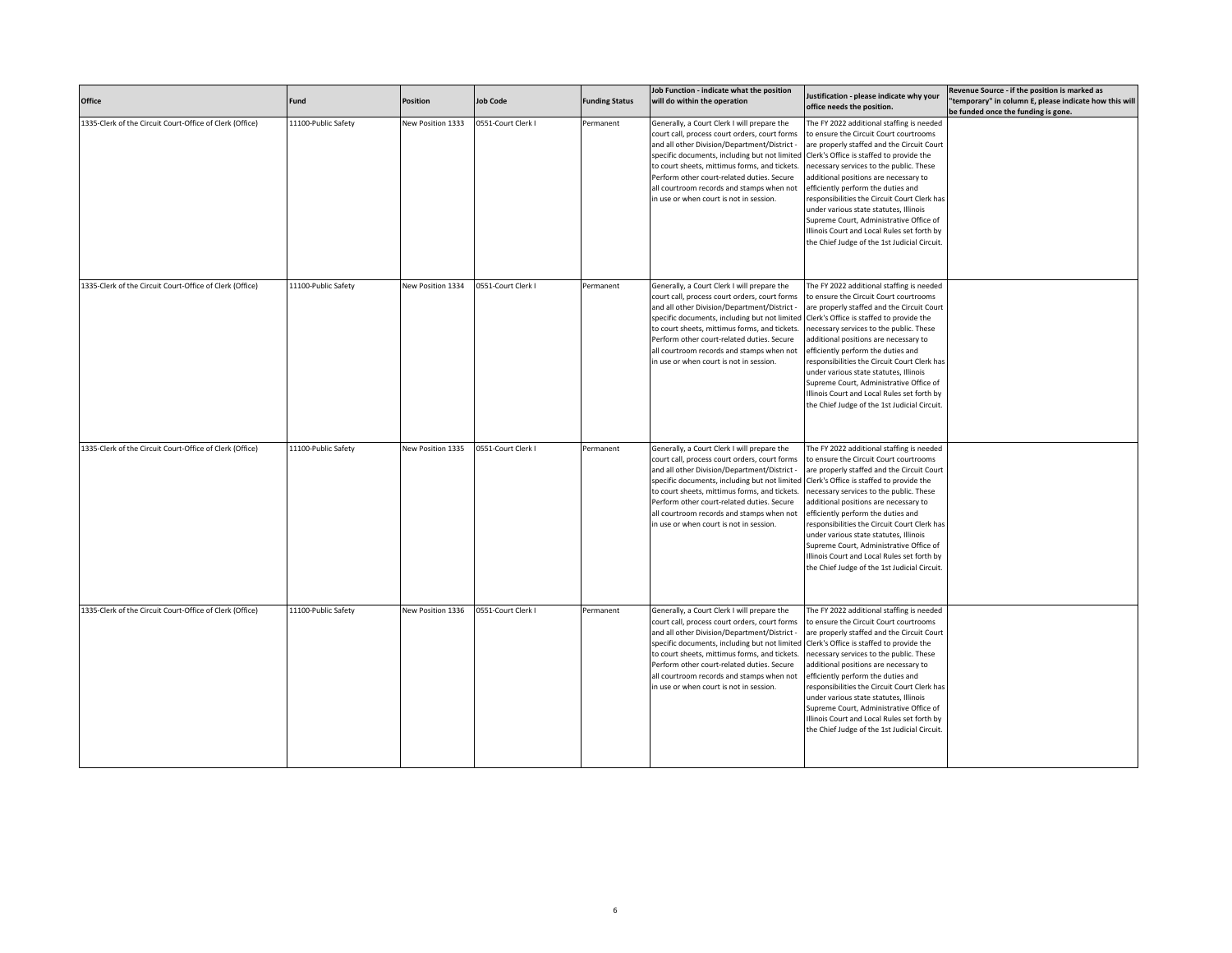| Office | Fund | Position | Job Code | Funding Status | Job Function - indicate what the position will do within the operation | Justification - please indicate why your office needs the position. | Revenue Source - if the position is marked as "temporary" in column E, please indicate how this will be funded once the funding is gone. |
|---|---|---|---|---|---|---|---|
| 1335-Clerk of the Circuit Court-Office of Clerk (Office) | 11100-Public Safety | New Position 1333 | 0551-Court Clerk I | Permanent | Generally, a Court Clerk I will prepare the court call, process court orders, court forms and all other Division/Department/District - specific documents, including but not limited to court sheets, mittimus forms, and tickets. Perform other court-related duties. Secure all courtroom records and stamps when not in use or when court is not in session. | The FY 2022 additional staffing is needed to ensure the Circuit Court courtrooms are properly staffed and the Circuit Court Clerk's Office is staffed to provide the necessary services to the public. These additional positions are necessary to efficiently perform the duties and responsibilities the Circuit Court Clerk has under various state statutes, Illinois Supreme Court, Administrative Office of Illinois Court and Local Rules set forth by the Chief Judge of the 1st Judicial Circuit. | |
| 1335-Clerk of the Circuit Court-Office of Clerk (Office) | 11100-Public Safety | New Position 1334 | 0551-Court Clerk I | Permanent | Generally, a Court Clerk I will prepare the court call, process court orders, court forms and all other Division/Department/District - specific documents, including but not limited to court sheets, mittimus forms, and tickets. Perform other court-related duties. Secure all courtroom records and stamps when not in use or when court is not in session. | The FY 2022 additional staffing is needed to ensure the Circuit Court courtrooms are properly staffed and the Circuit Court Clerk's Office is staffed to provide the necessary services to the public. These additional positions are necessary to efficiently perform the duties and responsibilities the Circuit Court Clerk has under various state statutes, Illinois Supreme Court, Administrative Office of Illinois Court and Local Rules set forth by the Chief Judge of the 1st Judicial Circuit. | |
| 1335-Clerk of the Circuit Court-Office of Clerk (Office) | 11100-Public Safety | New Position 1335 | 0551-Court Clerk I | Permanent | Generally, a Court Clerk I will prepare the court call, process court orders, court forms and all other Division/Department/District - specific documents, including but not limited to court sheets, mittimus forms, and tickets. Perform other court-related duties. Secure all courtroom records and stamps when not in use or when court is not in session. | The FY 2022 additional staffing is needed to ensure the Circuit Court courtrooms are properly staffed and the Circuit Court Clerk's Office is staffed to provide the necessary services to the public. These additional positions are necessary to efficiently perform the duties and responsibilities the Circuit Court Clerk has under various state statutes, Illinois Supreme Court, Administrative Office of Illinois Court and Local Rules set forth by the Chief Judge of the 1st Judicial Circuit. | |
| 1335-Clerk of the Circuit Court-Office of Clerk (Office) | 11100-Public Safety | New Position 1336 | 0551-Court Clerk I | Permanent | Generally, a Court Clerk I will prepare the court call, process court orders, court forms and all other Division/Department/District - specific documents, including but not limited to court sheets, mittimus forms, and tickets. Perform other court-related duties. Secure all courtroom records and stamps when not in use or when court is not in session. | The FY 2022 additional staffing is needed to ensure the Circuit Court courtrooms are properly staffed and the Circuit Court Clerk's Office is staffed to provide the necessary services to the public. These additional positions are necessary to efficiently perform the duties and responsibilities the Circuit Court Clerk has under various state statutes, Illinois Supreme Court, Administrative Office of Illinois Court and Local Rules set forth by the Chief Judge of the 1st Judicial Circuit. | |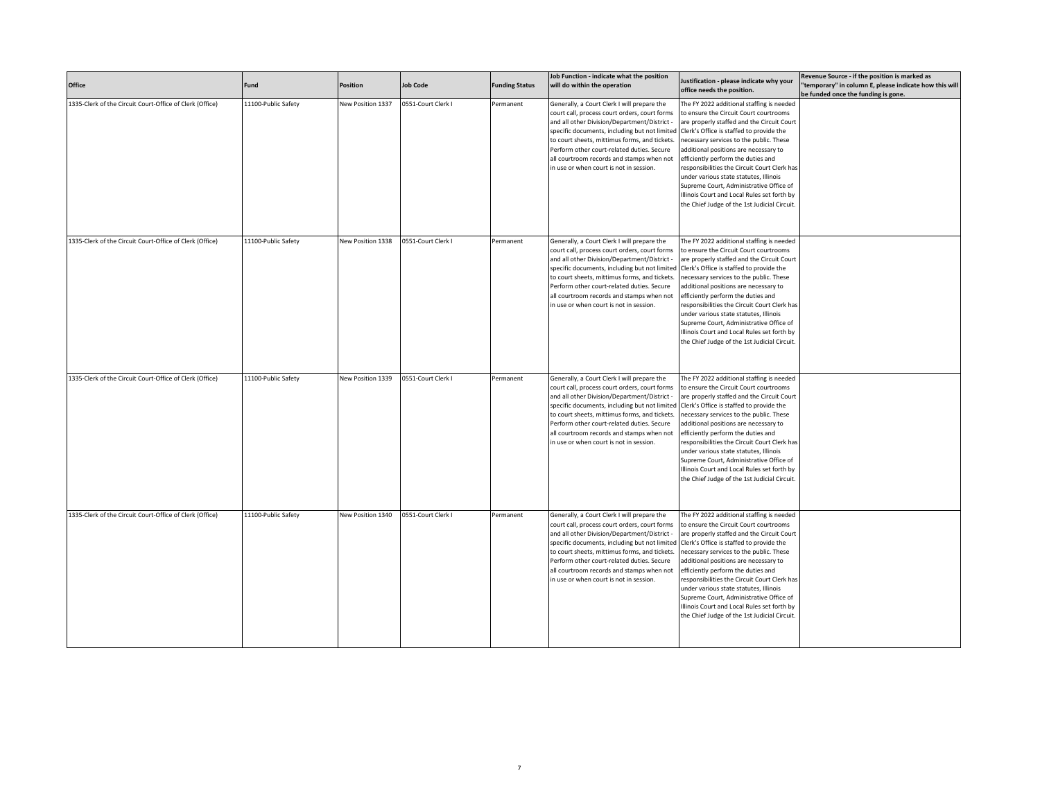| Office | Fund | Position | Job Code | Funding Status | Job Function - indicate what the position will do within the operation | Justification - please indicate why your office needs the position. | Revenue Source - if the position is marked as "temporary" in column E, please indicate how this will be funded once the funding is gone. |
|---|---|---|---|---|---|---|---|
| 1335-Clerk of the Circuit Court-Office of Clerk (Office) | 11100-Public Safety | New Position 1337 | 0551-Court Clerk I | Permanent | Generally, a Court Clerk I will prepare the court call, process court orders, court forms and all other Division/Department/District - specific documents, including but not limited to court sheets, mittimus forms, and tickets. Perform other court-related duties. Secure all courtroom records and stamps when not in use or when court is not in session. | The FY 2022 additional staffing is needed to ensure the Circuit Court courtrooms are properly staffed and the Circuit Court Clerk's Office is staffed to provide the necessary services to the public. These additional positions are necessary to efficiently perform the duties and responsibilities the Circuit Court Clerk has under various state statutes, Illinois Supreme Court, Administrative Office of Illinois Court and Local Rules set forth by the Chief Judge of the 1st Judicial Circuit. | |
| 1335-Clerk of the Circuit Court-Office of Clerk (Office) | 11100-Public Safety | New Position 1338 | 0551-Court Clerk I | Permanent | Generally, a Court Clerk I will prepare the court call, process court orders, court forms and all other Division/Department/District - specific documents, including but not limited to court sheets, mittimus forms, and tickets. Perform other court-related duties. Secure all courtroom records and stamps when not in use or when court is not in session. | The FY 2022 additional staffing is needed to ensure the Circuit Court courtrooms are properly staffed and the Circuit Court Clerk's Office is staffed to provide the necessary services to the public. These additional positions are necessary to efficiently perform the duties and responsibilities the Circuit Court Clerk has under various state statutes, Illinois Supreme Court, Administrative Office of Illinois Court and Local Rules set forth by the Chief Judge of the 1st Judicial Circuit. | |
| 1335-Clerk of the Circuit Court-Office of Clerk (Office) | 11100-Public Safety | New Position 1339 | 0551-Court Clerk I | Permanent | Generally, a Court Clerk I will prepare the court call, process court orders, court forms and all other Division/Department/District - specific documents, including but not limited to court sheets, mittimus forms, and tickets. Perform other court-related duties. Secure all courtroom records and stamps when not in use or when court is not in session. | The FY 2022 additional staffing is needed to ensure the Circuit Court courtrooms are properly staffed and the Circuit Court Clerk's Office is staffed to provide the necessary services to the public. These additional positions are necessary to efficiently perform the duties and responsibilities the Circuit Court Clerk has under various state statutes, Illinois Supreme Court, Administrative Office of Illinois Court and Local Rules set forth by the Chief Judge of the 1st Judicial Circuit. | |
| 1335-Clerk of the Circuit Court-Office of Clerk (Office) | 11100-Public Safety | New Position 1340 | 0551-Court Clerk I | Permanent | Generally, a Court Clerk I will prepare the court call, process court orders, court forms and all other Division/Department/District - specific documents, including but not limited to court sheets, mittimus forms, and tickets. Perform other court-related duties. Secure all courtroom records and stamps when not in use or when court is not in session. | The FY 2022 additional staffing is needed to ensure the Circuit Court courtrooms are properly staffed and the Circuit Court Clerk's Office is staffed to provide the necessary services to the public. These additional positions are necessary to efficiently perform the duties and responsibilities the Circuit Court Clerk has under various state statutes, Illinois Supreme Court, Administrative Office of Illinois Court and Local Rules set forth by the Chief Judge of the 1st Judicial Circuit. | |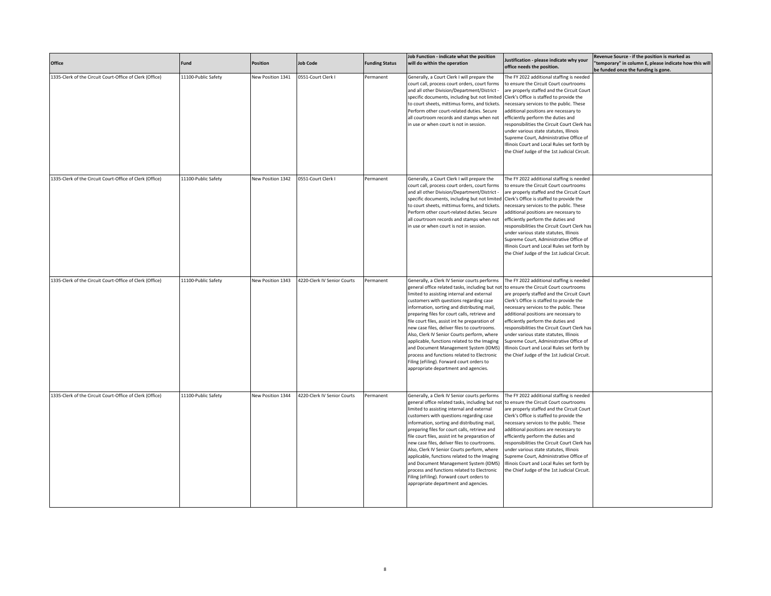| Office | Fund | Position | Job Code | Funding Status | Job Function - indicate what the position will do within the operation | Justification - please indicate why your office needs the position. | Revenue Source - if the position is marked as "temporary" in column E, please indicate how this will be funded once the funding is gone. |
|---|---|---|---|---|---|---|---|
| 1335-Clerk of the Circuit Court-Office of Clerk (Office) | 11100-Public Safety | New Position 1341 | 0551-Court Clerk I | Permanent | Generally, a Court Clerk I will prepare the court call, process court orders, court forms and all other Division/Department/District - specific documents, including but not limited to court sheets, mittimus forms, and tickets. Perform other court-related duties. Secure all courtroom records and stamps when not in use or when court is not in session. | The FY 2022 additional staffing is needed to ensure the Circuit Court courtrooms are properly staffed and the Circuit Court Clerk's Office is staffed to provide the necessary services to the public. These additional positions are necessary to efficiently perform the duties and responsibilities the Circuit Court Clerk has under various state statutes, Illinois Supreme Court, Administrative Office of Illinois Court and Local Rules set forth by the Chief Judge of the 1st Judicial Circuit. | |
| 1335-Clerk of the Circuit Court-Office of Clerk (Office) | 11100-Public Safety | New Position 1342 | 0551-Court Clerk I | Permanent | Generally, a Court Clerk I will prepare the court call, process court orders, court forms and all other Division/Department/District - specific documents, including but not limited to court sheets, mittimus forms, and tickets. Perform other court-related duties. Secure all courtroom records and stamps when not in use or when court is not in session. | The FY 2022 additional staffing is needed to ensure the Circuit Court courtrooms are properly staffed and the Circuit Court Clerk's Office is staffed to provide the necessary services to the public. These additional positions are necessary to efficiently perform the duties and responsibilities the Circuit Court Clerk has under various state statutes, Illinois Supreme Court, Administrative Office of Illinois Court and Local Rules set forth by the Chief Judge of the 1st Judicial Circuit. | |
| 1335-Clerk of the Circuit Court-Office of Clerk (Office) | 11100-Public Safety | New Position 1343 | 4220-Clerk IV Senior Courts | Permanent | Generally, a Clerk IV Senior courts performs general office related tasks, including but not limited to assisting internal and external customers with questions regarding case information, sorting and distributing mail, preparing files for court calls, retrieve and file court files, assist int he preparation of new case files, deliver files to courtrooms. Also, Clerk IV Senior Courts perform, where applicable, functions related to the Imaging and Document Management System (IDMS) process and functions related to Electronic Filing (eFiling). Forward court orders to appropriate department and agencies. | The FY 2022 additional staffing is needed to ensure the Circuit Court courtrooms are properly staffed and the Circuit Court Clerk's Office is staffed to provide the necessary services to the public. These additional positions are necessary to efficiently perform the duties and responsibilities the Circuit Court Clerk has under various state statutes, Illinois Supreme Court, Administrative Office of Illinois Court and Local Rules set forth by the Chief Judge of the 1st Judicial Circuit. | |
| 1335-Clerk of the Circuit Court-Office of Clerk (Office) | 11100-Public Safety | New Position 1344 | 4220-Clerk IV Senior Courts | Permanent | Generally, a Clerk IV Senior courts performs general office related tasks, including but not limited to assisting internal and external customers with questions regarding case information, sorting and distributing mail, preparing files for court calls, retrieve and file court files, assist int he preparation of new case files, deliver files to courtrooms. Also, Clerk IV Senior Courts perform, where applicable, functions related to the Imaging and Document Management System (IDMS) process and functions related to Electronic Filing (eFiling). Forward court orders to appropriate department and agencies. | The FY 2022 additional staffing is needed to ensure the Circuit Court courtrooms are properly staffed and the Circuit Court Clerk's Office is staffed to provide the necessary services to the public. These additional positions are necessary to efficiently perform the duties and responsibilities the Circuit Court Clerk has under various state statutes, Illinois Supreme Court, Administrative Office of Illinois Court and Local Rules set forth by the Chief Judge of the 1st Judicial Circuit. | |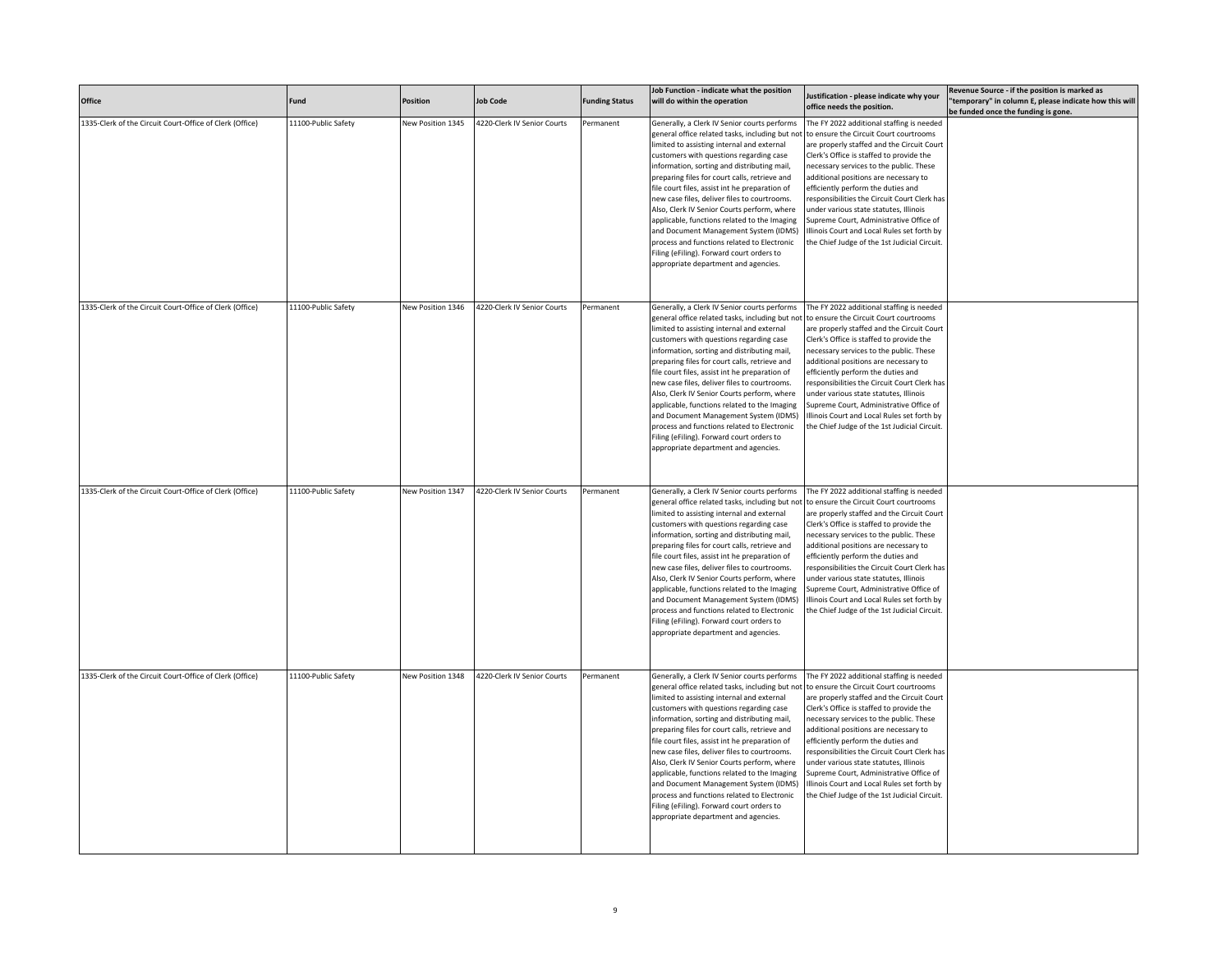| Office | Fund | Position | Job Code | Funding Status | Job Function - indicate what the position will do within the operation | Justification - please indicate why your office needs the position. | Revenue Source - if the position is marked as "temporary" in column E, please indicate how this will be funded once the funding is gone. |
|---|---|---|---|---|---|---|---|
| 1335-Clerk of the Circuit Court-Office of Clerk (Office) | 11100-Public Safety | New Position 1345 | 4220-Clerk IV Senior Courts | Permanent | Generally, a Clerk IV Senior courts performs general office related tasks, including but not limited to assisting internal and external customers with questions regarding case information, sorting and distributing mail, preparing files for court calls, retrieve and file court files, assist int he preparation of new case files, deliver files to courtrooms. Also, Clerk IV Senior Courts perform, where applicable, functions related to the Imaging and Document Management System (IDMS) process and functions related to Electronic Filing (eFiling). Forward court orders to appropriate department and agencies. | The FY 2022 additional staffing is needed to ensure the Circuit Court courtrooms are properly staffed and the Circuit Court Clerk's Office is staffed to provide the necessary services to the public. These additional positions are necessary to efficiently perform the duties and responsibilities the Circuit Court Clerk has under various state statutes, Illinois Supreme Court, Administrative Office of Illinois Court and Local Rules set forth by the Chief Judge of the 1st Judicial Circuit. | |
| 1335-Clerk of the Circuit Court-Office of Clerk (Office) | 11100-Public Safety | New Position 1346 | 4220-Clerk IV Senior Courts | Permanent | Generally, a Clerk IV Senior courts performs general office related tasks, including but not limited to assisting internal and external customers with questions regarding case information, sorting and distributing mail, preparing files for court calls, retrieve and file court files, assist int he preparation of new case files, deliver files to courtrooms. Also, Clerk IV Senior Courts perform, where applicable, functions related to the Imaging and Document Management System (IDMS) process and functions related to Electronic Filing (eFiling). Forward court orders to appropriate department and agencies. | The FY 2022 additional staffing is needed to ensure the Circuit Court courtrooms are properly staffed and the Circuit Court Clerk's Office is staffed to provide the necessary services to the public. These additional positions are necessary to efficiently perform the duties and responsibilities the Circuit Court Clerk has under various state statutes, Illinois Supreme Court, Administrative Office of Illinois Court and Local Rules set forth by the Chief Judge of the 1st Judicial Circuit. | |
| 1335-Clerk of the Circuit Court-Office of Clerk (Office) | 11100-Public Safety | New Position 1347 | 4220-Clerk IV Senior Courts | Permanent | Generally, a Clerk IV Senior courts performs general office related tasks, including but not limited to assisting internal and external customers with questions regarding case information, sorting and distributing mail, preparing files for court calls, retrieve and file court files, assist int he preparation of new case files, deliver files to courtrooms. Also, Clerk IV Senior Courts perform, where applicable, functions related to the Imaging and Document Management System (IDMS) process and functions related to Electronic Filing (eFiling). Forward court orders to appropriate department and agencies. | The FY 2022 additional staffing is needed to ensure the Circuit Court courtrooms are properly staffed and the Circuit Court Clerk's Office is staffed to provide the necessary services to the public. These additional positions are necessary to efficiently perform the duties and responsibilities the Circuit Court Clerk has under various state statutes, Illinois Supreme Court, Administrative Office of Illinois Court and Local Rules set forth by the Chief Judge of the 1st Judicial Circuit. | |
| 1335-Clerk of the Circuit Court-Office of Clerk (Office) | 11100-Public Safety | New Position 1348 | 4220-Clerk IV Senior Courts | Permanent | Generally, a Clerk IV Senior courts performs general office related tasks, including but not limited to assisting internal and external customers with questions regarding case information, sorting and distributing mail, preparing files for court calls, retrieve and file court files, assist int he preparation of new case files, deliver files to courtrooms. Also, Clerk IV Senior Courts perform, where applicable, functions related to the Imaging and Document Management System (IDMS) process and functions related to Electronic Filing (eFiling). Forward court orders to appropriate department and agencies. | The FY 2022 additional staffing is needed to ensure the Circuit Court courtrooms are properly staffed and the Circuit Court Clerk's Office is staffed to provide the necessary services to the public. These additional positions are necessary to efficiently perform the duties and responsibilities the Circuit Court Clerk has under various state statutes, Illinois Supreme Court, Administrative Office of Illinois Court and Local Rules set forth by the Chief Judge of the 1st Judicial Circuit. | |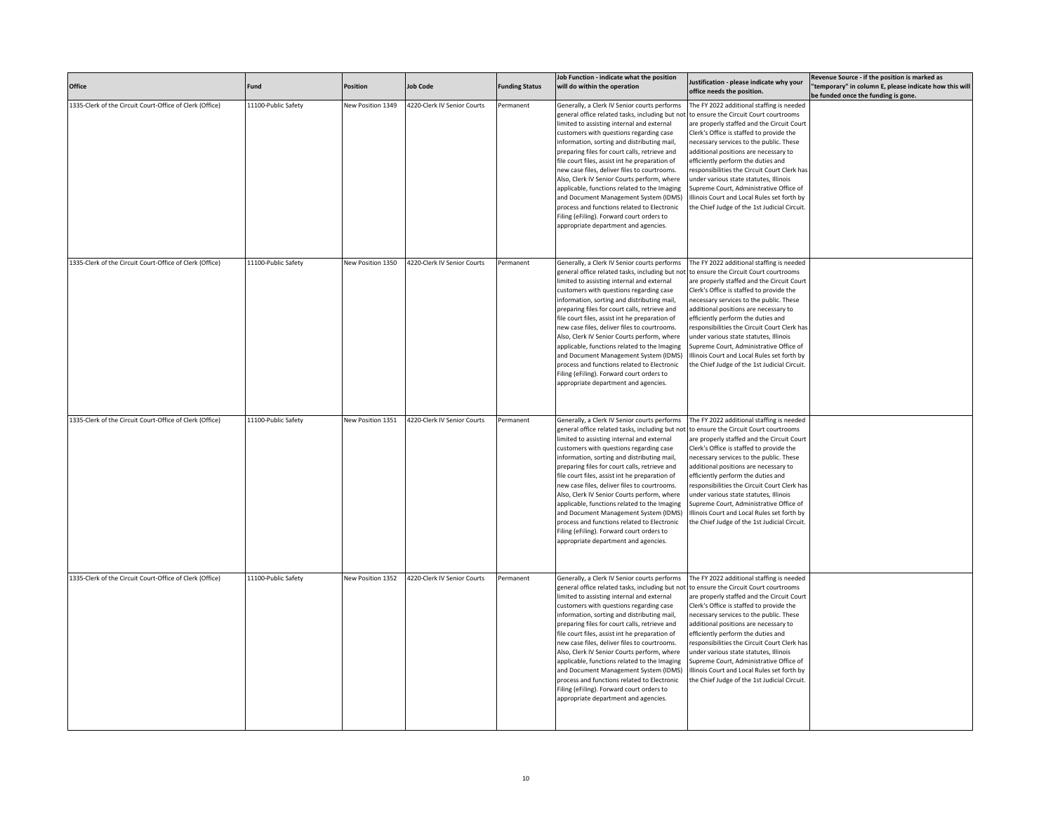| Office | Fund | Position | Job Code | Funding Status | Job Function - indicate what the position will do within the operation | Justification - please indicate why your office needs the position. | Revenue Source - if the position is marked as "temporary" in column E, please indicate how this will be funded once the funding is gone. |
|---|---|---|---|---|---|---|---|
| 1335-Clerk of the Circuit Court-Office of Clerk (Office) | 11100-Public Safety | New Position 1349 | 4220-Clerk IV Senior Courts | Permanent | Generally, a Clerk IV Senior courts performs general office related tasks, including but not limited to assisting internal and external customers with questions regarding case information, sorting and distributing mail, preparing files for court calls, retrieve and file court files, assist int he preparation of new case files, deliver files to courtrooms. Also, Clerk IV Senior Courts perform, where applicable, functions related to the Imaging and Document Management System (IDMS) process and functions related to Electronic Filing (eFiling). Forward court orders to appropriate department and agencies. | The FY 2022 additional staffing is needed to ensure the Circuit Court courtrooms are properly staffed and the Circuit Court Clerk's Office is staffed to provide the necessary services to the public. These additional positions are necessary to efficiently perform the duties and responsibilities the Circuit Court Clerk has under various state statutes, Illinois Supreme Court, Administrative Office of Illinois Court and Local Rules set forth by the Chief Judge of the 1st Judicial Circuit. | |
| 1335-Clerk of the Circuit Court-Office of Clerk (Office) | 11100-Public Safety | New Position 1350 | 4220-Clerk IV Senior Courts | Permanent | Generally, a Clerk IV Senior courts performs general office related tasks, including but not limited to assisting internal and external customers with questions regarding case information, sorting and distributing mail, preparing files for court calls, retrieve and file court files, assist int he preparation of new case files, deliver files to courtrooms. Also, Clerk IV Senior Courts perform, where applicable, functions related to the Imaging and Document Management System (IDMS) process and functions related to Electronic Filing (eFiling). Forward court orders to appropriate department and agencies. | The FY 2022 additional staffing is needed to ensure the Circuit Court courtrooms are properly staffed and the Circuit Court Clerk's Office is staffed to provide the necessary services to the public. These additional positions are necessary to efficiently perform the duties and responsibilities the Circuit Court Clerk has under various state statutes, Illinois Supreme Court, Administrative Office of Illinois Court and Local Rules set forth by the Chief Judge of the 1st Judicial Circuit. | |
| 1335-Clerk of the Circuit Court-Office of Clerk (Office) | 11100-Public Safety | New Position 1351 | 4220-Clerk IV Senior Courts | Permanent | Generally, a Clerk IV Senior courts performs general office related tasks, including but not limited to assisting internal and external customers with questions regarding case information, sorting and distributing mail, preparing files for court calls, retrieve and file court files, assist int he preparation of new case files, deliver files to courtrooms. Also, Clerk IV Senior Courts perform, where applicable, functions related to the Imaging and Document Management System (IDMS) process and functions related to Electronic Filing (eFiling). Forward court orders to appropriate department and agencies. | The FY 2022 additional staffing is needed to ensure the Circuit Court courtrooms are properly staffed and the Circuit Court Clerk's Office is staffed to provide the necessary services to the public. These additional positions are necessary to efficiently perform the duties and responsibilities the Circuit Court Clerk has under various state statutes, Illinois Supreme Court, Administrative Office of Illinois Court and Local Rules set forth by the Chief Judge of the 1st Judicial Circuit. | |
| 1335-Clerk of the Circuit Court-Office of Clerk (Office) | 11100-Public Safety | New Position 1352 | 4220-Clerk IV Senior Courts | Permanent | Generally, a Clerk IV Senior courts performs general office related tasks, including but not limited to assisting internal and external customers with questions regarding case information, sorting and distributing mail, preparing files for court calls, retrieve and file court files, assist int he preparation of new case files, deliver files to courtrooms. Also, Clerk IV Senior Courts perform, where applicable, functions related to the Imaging and Document Management System (IDMS) process and functions related to Electronic Filing (eFiling). Forward court orders to appropriate department and agencies. | The FY 2022 additional staffing is needed to ensure the Circuit Court courtrooms are properly staffed and the Circuit Court Clerk's Office is staffed to provide the necessary services to the public. These additional positions are necessary to efficiently perform the duties and responsibilities the Circuit Court Clerk has under various state statutes, Illinois Supreme Court, Administrative Office of Illinois Court and Local Rules set forth by the Chief Judge of the 1st Judicial Circuit. | |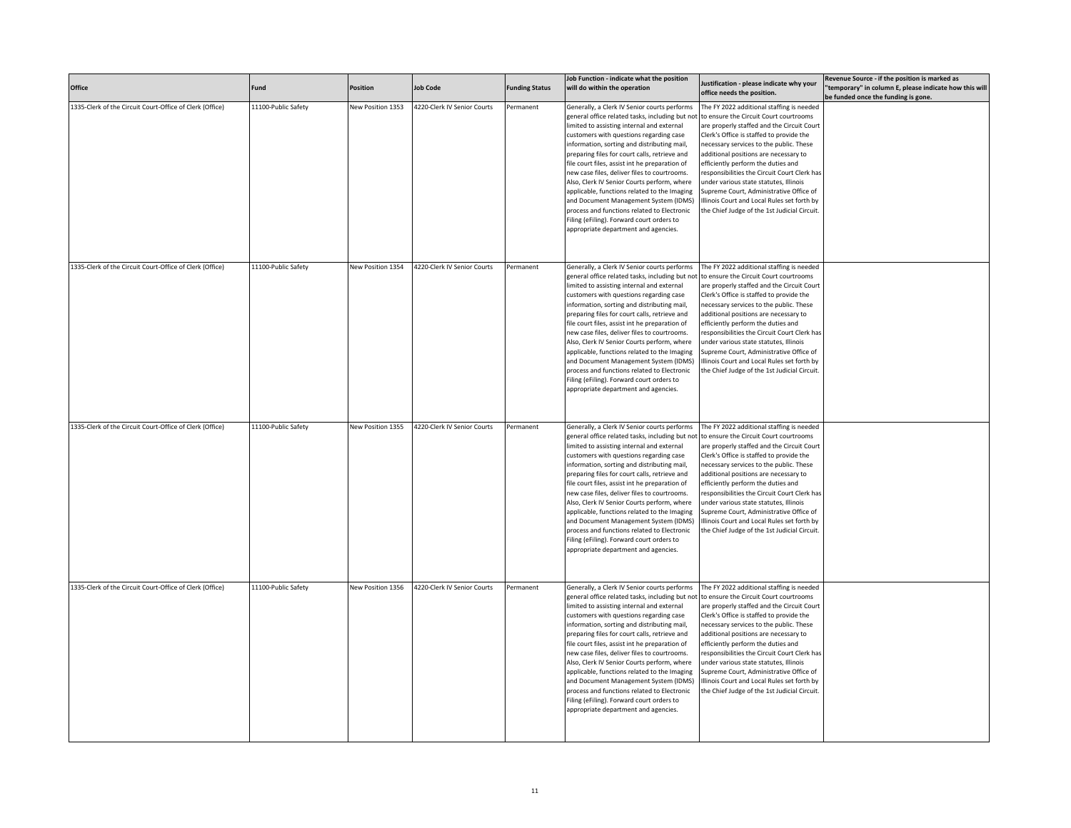| Office | Fund | Position | Job Code | Funding Status | Job Function - indicate what the position will do within the operation | Justification - please indicate why your office needs the position. | Revenue Source - if the position is marked as "temporary" in column E, please indicate how this will be funded once the funding is gone. |
|---|---|---|---|---|---|---|---|
| 1335-Clerk of the Circuit Court-Office of Clerk (Office) | 11100-Public Safety | New Position 1353 | 4220-Clerk IV Senior Courts | Permanent | Generally, a Clerk IV Senior courts performs general office related tasks, including but not limited to assisting internal and external customers with questions regarding case information, sorting and distributing mail, preparing files for court calls, retrieve and file court files, assist int he preparation of new case files, deliver files to courtrooms. Also, Clerk IV Senior Courts perform, where applicable, functions related to the Imaging and Document Management System (IDMS) process and functions related to Electronic Filing (eFiling). Forward court orders to appropriate department and agencies. | The FY 2022 additional staffing is needed to ensure the Circuit Court courtrooms are properly staffed and the Circuit Court Clerk's Office is staffed to provide the necessary services to the public. These additional positions are necessary to efficiently perform the duties and responsibilities the Circuit Court Clerk has under various state statutes, Illinois Supreme Court, Administrative Office of Illinois Court and Local Rules set forth by the Chief Judge of the 1st Judicial Circuit. | |
| 1335-Clerk of the Circuit Court-Office of Clerk (Office) | 11100-Public Safety | New Position 1354 | 4220-Clerk IV Senior Courts | Permanent | Generally, a Clerk IV Senior courts performs general office related tasks, including but not limited to assisting internal and external customers with questions regarding case information, sorting and distributing mail, preparing files for court calls, retrieve and file court files, assist int he preparation of new case files, deliver files to courtrooms. Also, Clerk IV Senior Courts perform, where applicable, functions related to the Imaging and Document Management System (IDMS) process and functions related to Electronic Filing (eFiling). Forward court orders to appropriate department and agencies. | The FY 2022 additional staffing is needed to ensure the Circuit Court courtrooms are properly staffed and the Circuit Court Clerk's Office is staffed to provide the necessary services to the public. These additional positions are necessary to efficiently perform the duties and responsibilities the Circuit Court Clerk has under various state statutes, Illinois Supreme Court, Administrative Office of Illinois Court and Local Rules set forth by the Chief Judge of the 1st Judicial Circuit. | |
| 1335-Clerk of the Circuit Court-Office of Clerk (Office) | 11100-Public Safety | New Position 1355 | 4220-Clerk IV Senior Courts | Permanent | Generally, a Clerk IV Senior courts performs general office related tasks, including but not limited to assisting internal and external customers with questions regarding case information, sorting and distributing mail, preparing files for court calls, retrieve and file court files, assist int he preparation of new case files, deliver files to courtrooms. Also, Clerk IV Senior Courts perform, where applicable, functions related to the Imaging and Document Management System (IDMS) process and functions related to Electronic Filing (eFiling). Forward court orders to appropriate department and agencies. | The FY 2022 additional staffing is needed to ensure the Circuit Court courtrooms are properly staffed and the Circuit Court Clerk's Office is staffed to provide the necessary services to the public. These additional positions are necessary to efficiently perform the duties and responsibilities the Circuit Court Clerk has under various state statutes, Illinois Supreme Court, Administrative Office of Illinois Court and Local Rules set forth by the Chief Judge of the 1st Judicial Circuit. | |
| 1335-Clerk of the Circuit Court-Office of Clerk (Office) | 11100-Public Safety | New Position 1356 | 4220-Clerk IV Senior Courts | Permanent | Generally, a Clerk IV Senior courts performs general office related tasks, including but not limited to assisting internal and external customers with questions regarding case information, sorting and distributing mail, preparing files for court calls, retrieve and file court files, assist int he preparation of new case files, deliver files to courtrooms. Also, Clerk IV Senior Courts perform, where applicable, functions related to the Imaging and Document Management System (IDMS) process and functions related to Electronic Filing (eFiling). Forward court orders to appropriate department and agencies. | The FY 2022 additional staffing is needed to ensure the Circuit Court courtrooms are properly staffed and the Circuit Court Clerk's Office is staffed to provide the necessary services to the public. These additional positions are necessary to efficiently perform the duties and responsibilities the Circuit Court Clerk has under various state statutes, Illinois Supreme Court, Administrative Office of Illinois Court and Local Rules set forth by the Chief Judge of the 1st Judicial Circuit. | |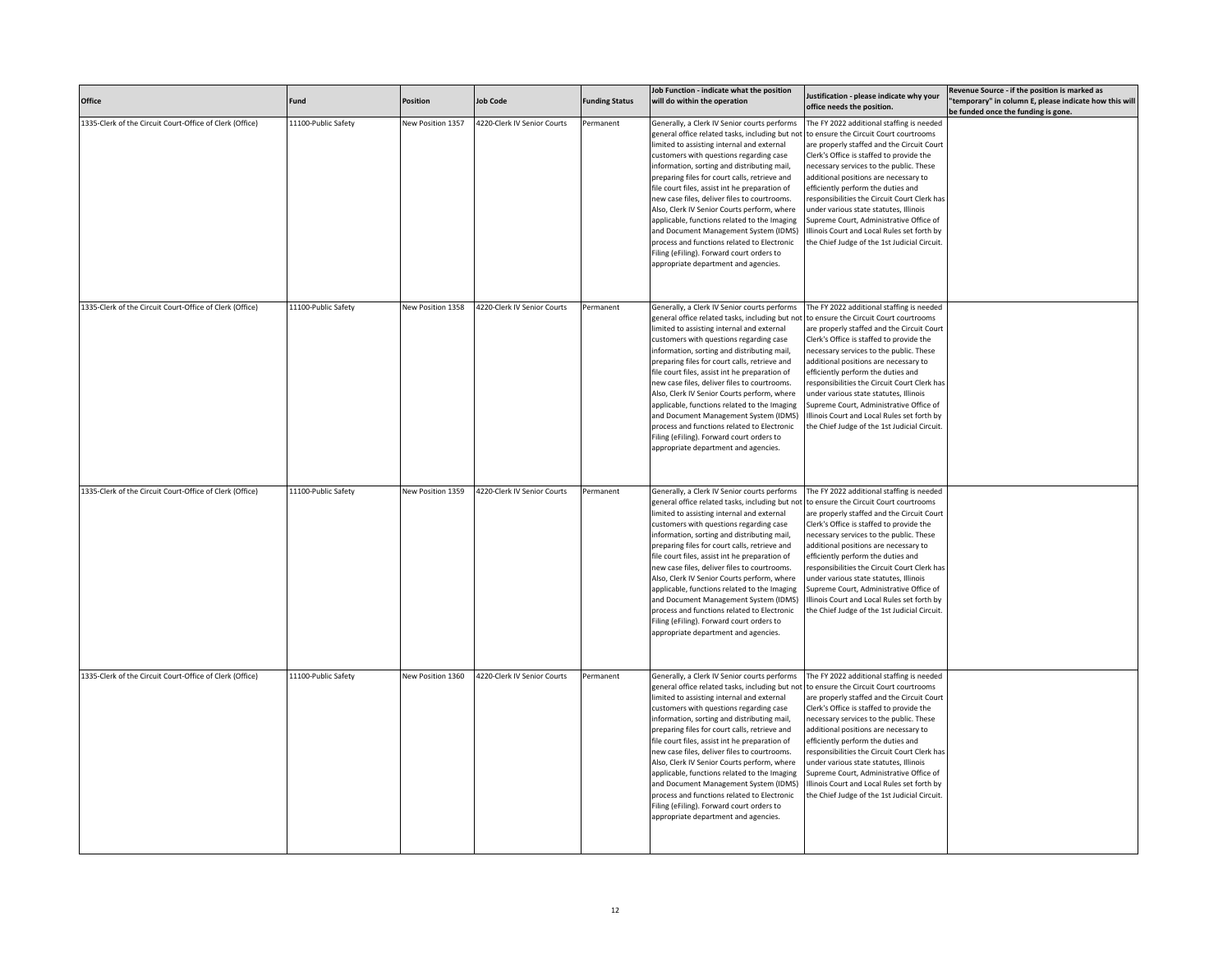| Office | Fund | Position | Job Code | Funding Status | Job Function - indicate what the position will do within the operation | Justification - please indicate why your office needs the position. | Revenue Source - if the position is marked as "temporary" in column E, please indicate how this will be funded once the funding is gone. |
|---|---|---|---|---|---|---|---|
| 1335-Clerk of the Circuit Court-Office of Clerk (Office) | 11100-Public Safety | New Position 1357 | 4220-Clerk IV Senior Courts | Permanent | Generally, a Clerk IV Senior courts performs general office related tasks, including but not limited to assisting internal and external customers with questions regarding case information, sorting and distributing mail, preparing files for court calls, retrieve and file court files, assist int he preparation of new case files, deliver files to courtrooms. Also, Clerk IV Senior Courts perform, where applicable, functions related to the Imaging and Document Management System (IDMS) process and functions related to Electronic Filing (eFiling). Forward court orders to appropriate department and agencies. | The FY 2022 additional staffing is needed to ensure the Circuit Court courtrooms are properly staffed and the Circuit Court Clerk's Office is staffed to provide the necessary services to the public. These additional positions are necessary to efficiently perform the duties and responsibilities the Circuit Court Clerk has under various state statutes, Illinois Supreme Court, Administrative Office of Illinois Court and Local Rules set forth by the Chief Judge of the 1st Judicial Circuit. | |
| 1335-Clerk of the Circuit Court-Office of Clerk (Office) | 11100-Public Safety | New Position 1358 | 4220-Clerk IV Senior Courts | Permanent | Generally, a Clerk IV Senior courts performs general office related tasks, including but not limited to assisting internal and external customers with questions regarding case information, sorting and distributing mail, preparing files for court calls, retrieve and file court files, assist int he preparation of new case files, deliver files to courtrooms. Also, Clerk IV Senior Courts perform, where applicable, functions related to the Imaging and Document Management System (IDMS) process and functions related to Electronic Filing (eFiling). Forward court orders to appropriate department and agencies. | The FY 2022 additional staffing is needed to ensure the Circuit Court courtrooms are properly staffed and the Circuit Court Clerk's Office is staffed to provide the necessary services to the public. These additional positions are necessary to efficiently perform the duties and responsibilities the Circuit Court Clerk has under various state statutes, Illinois Supreme Court, Administrative Office of Illinois Court and Local Rules set forth by the Chief Judge of the 1st Judicial Circuit. | |
| 1335-Clerk of the Circuit Court-Office of Clerk (Office) | 11100-Public Safety | New Position 1359 | 4220-Clerk IV Senior Courts | Permanent | Generally, a Clerk IV Senior courts performs general office related tasks, including but not limited to assisting internal and external customers with questions regarding case information, sorting and distributing mail, preparing files for court calls, retrieve and file court files, assist int he preparation of new case files, deliver files to courtrooms. Also, Clerk IV Senior Courts perform, where applicable, functions related to the Imaging and Document Management System (IDMS) process and functions related to Electronic Filing (eFiling). Forward court orders to appropriate department and agencies. | The FY 2022 additional staffing is needed to ensure the Circuit Court courtrooms are properly staffed and the Circuit Court Clerk's Office is staffed to provide the necessary services to the public. These additional positions are necessary to efficiently perform the duties and responsibilities the Circuit Court Clerk has under various state statutes, Illinois Supreme Court, Administrative Office of Illinois Court and Local Rules set forth by the Chief Judge of the 1st Judicial Circuit. | |
| 1335-Clerk of the Circuit Court-Office of Clerk (Office) | 11100-Public Safety | New Position 1360 | 4220-Clerk IV Senior Courts | Permanent | Generally, a Clerk IV Senior courts performs general office related tasks, including but not limited to assisting internal and external customers with questions regarding case information, sorting and distributing mail, preparing files for court calls, retrieve and file court files, assist int he preparation of new case files, deliver files to courtrooms. Also, Clerk IV Senior Courts perform, where applicable, functions related to the Imaging and Document Management System (IDMS) process and functions related to Electronic Filing (eFiling). Forward court orders to appropriate department and agencies. | The FY 2022 additional staffing is needed to ensure the Circuit Court courtrooms are properly staffed and the Circuit Court Clerk's Office is staffed to provide the necessary services to the public. These additional positions are necessary to efficiently perform the duties and responsibilities the Circuit Court Clerk has under various state statutes, Illinois Supreme Court, Administrative Office of Illinois Court and Local Rules set forth by the Chief Judge of the 1st Judicial Circuit. | |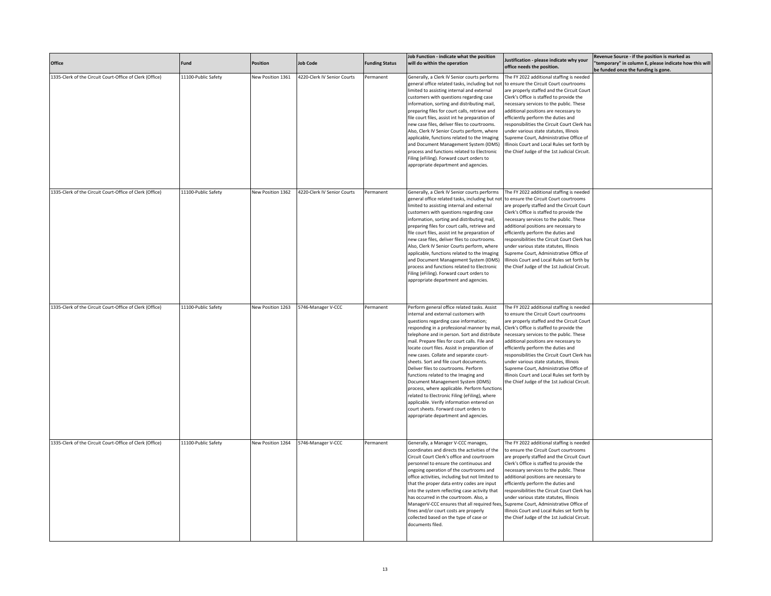| Office | Fund | Position | Job Code | Funding Status | Job Function - indicate what the position will do within the operation | Justification - please indicate why your office needs the position. | Revenue Source - if the position is marked as "temporary" in column E, please indicate how this will be funded once the funding is gone. |
|---|---|---|---|---|---|---|---|
| 1335-Clerk of the Circuit Court-Office of Clerk (Office) | 11100-Public Safety | New Position 1361 | 4220-Clerk IV Senior Courts | Permanent | Generally, a Clerk IV Senior courts performs general office related tasks, including but not limited to assisting internal and external customers with questions regarding case information, sorting and distributing mail, preparing files for court calls, retrieve and file court files, assist int he preparation of new case files, deliver files to courtrooms. Also, Clerk IV Senior Courts perform, where applicable, functions related to the Imaging and Document Management System (IDMS) process and functions related to Electronic Filing (eFiling). Forward court orders to appropriate department and agencies. | The FY 2022 additional staffing is needed to ensure the Circuit Court courtrooms are properly staffed and the Circuit Court Clerk's Office is staffed to provide the necessary services to the public. These additional positions are necessary to efficiently perform the duties and responsibilities the Circuit Court Clerk has under various state statutes, Illinois Supreme Court, Administrative Office of Illinois Court and Local Rules set forth by the Chief Judge of the 1st Judicial Circuit. | |
| 1335-Clerk of the Circuit Court-Office of Clerk (Office) | 11100-Public Safety | New Position 1362 | 4220-Clerk IV Senior Courts | Permanent | Generally, a Clerk IV Senior courts performs general office related tasks, including but not limited to assisting internal and external customers with questions regarding case information, sorting and distributing mail, preparing files for court calls, retrieve and file court files, assist int he preparation of new case files, deliver files to courtrooms. Also, Clerk IV Senior Courts perform, where applicable, functions related to the Imaging and Document Management System (IDMS) process and functions related to Electronic Filing (eFiling). Forward court orders to appropriate department and agencies. | The FY 2022 additional staffing is needed to ensure the Circuit Court courtrooms are properly staffed and the Circuit Court Clerk's Office is staffed to provide the necessary services to the public. These additional positions are necessary to efficiently perform the duties and responsibilities the Circuit Court Clerk has under various state statutes, Illinois Supreme Court, Administrative Office of Illinois Court and Local Rules set forth by the Chief Judge of the 1st Judicial Circuit. | |
| 1335-Clerk of the Circuit Court-Office of Clerk (Office) | 11100-Public Safety | New Position 1263 | 5746-Manager V-CCC | Permanent | Perform general office related tasks. Assist internal and external customers with questions regarding case information; responding in a professional manner by mail, telephone and in person. Sort and distribute mail. Prepare files for court calls. File and locate court files. Assist in preparation of new cases. Collate and separate court-sheets. Sort and file court documents. Deliver files to courtrooms. Perform functions related to the Imaging and Document Management System (IDMS) process, where applicable. Perform functions related to Electronic Filing (eFiling), where applicable. Verify information entered on court sheets. Forward court orders to appropriate department and agencies. | The FY 2022 additional staffing is needed to ensure the Circuit Court courtrooms are properly staffed and the Circuit Court Clerk's Office is staffed to provide the necessary services to the public. These additional positions are necessary to efficiently perform the duties and responsibilities the Circuit Court Clerk has under various state statutes, Illinois Supreme Court, Administrative Office of Illinois Court and Local Rules set forth by the Chief Judge of the 1st Judicial Circuit. | |
| 1335-Clerk of the Circuit Court-Office of Clerk (Office) | 11100-Public Safety | New Position 1264 | 5746-Manager V-CCC | Permanent | Generally, a Manager V-CCC manages, coordinates and directs the activities of the Circuit Court Clerk's office and courtroom personnel to ensure the continuous and ongoing operation of the courtrooms and office activities, including but not limited to that the proper data entry codes are input into the system reflecting case activity that has occurred in the courtroom. Also, a ManagerV-CCC ensures that all required fees, fines and/or court costs are properly collected based on the type of case or documents filed. | The FY 2022 additional staffing is needed to ensure the Circuit Court courtrooms are properly staffed and the Circuit Court Clerk's Office is staffed to provide the necessary services to the public. These additional positions are necessary to efficiently perform the duties and responsibilities the Circuit Court Clerk has under various state statutes, Illinois Supreme Court, Administrative Office of Illinois Court and Local Rules set forth by the Chief Judge of the 1st Judicial Circuit. | |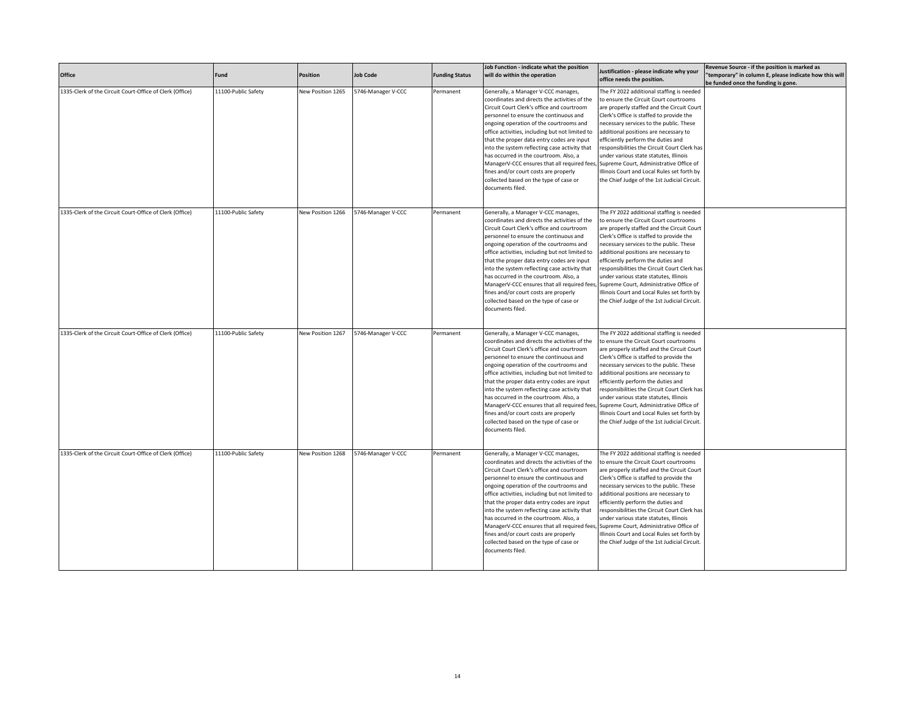| Office | Fund | Position | Job Code | Funding Status | Job Function - indicate what the position will do within the operation | Justification - please indicate why your office needs the position. | Revenue Source - if the position is marked as "temporary" in column E, please indicate how this will be funded once the funding is gone. |
|---|---|---|---|---|---|---|---|
| 1335-Clerk of the Circuit Court-Office of Clerk (Office) | 11100-Public Safety | New Position 1265 | 5746-Manager V-CCC | Permanent | Generally, a Manager V-CCC manages, coordinates and directs the activities of the Circuit Court Clerk's office and courtroom personnel to ensure the continuous and ongoing operation of the courtrooms and office activities, including but not limited to that the proper data entry codes are input into the system reflecting case activity that has occurred in the courtroom. Also, a ManagerV-CCC ensures that all required fees, fines and/or court costs are properly collected based on the type of case or documents filed. | The FY 2022 additional staffing is needed to ensure the Circuit Court courtrooms are properly staffed and the Circuit Court Clerk's Office is staffed to provide the necessary services to the public. These additional positions are necessary to efficiently perform the duties and responsibilities the Circuit Court Clerk has under various state statutes, Illinois Supreme Court, Administrative Office of Illinois Court and Local Rules set forth by the Chief Judge of the 1st Judicial Circuit. | |
| 1335-Clerk of the Circuit Court-Office of Clerk (Office) | 11100-Public Safety | New Position 1266 | 5746-Manager V-CCC | Permanent | Generally, a Manager V-CCC manages, coordinates and directs the activities of the Circuit Court Clerk's office and courtroom personnel to ensure the continuous and ongoing operation of the courtrooms and office activities, including but not limited to that the proper data entry codes are input into the system reflecting case activity that has occurred in the courtroom. Also, a ManagerV-CCC ensures that all required fees, fines and/or court costs are properly collected based on the type of case or documents filed. | The FY 2022 additional staffing is needed to ensure the Circuit Court courtrooms are properly staffed and the Circuit Court Clerk's Office is staffed to provide the necessary services to the public. These additional positions are necessary to efficiently perform the duties and responsibilities the Circuit Court Clerk has under various state statutes, Illinois Supreme Court, Administrative Office of Illinois Court and Local Rules set forth by the Chief Judge of the 1st Judicial Circuit. | |
| 1335-Clerk of the Circuit Court-Office of Clerk (Office) | 11100-Public Safety | New Position 1267 | 5746-Manager V-CCC | Permanent | Generally, a Manager V-CCC manages, coordinates and directs the activities of the Circuit Court Clerk's office and courtroom personnel to ensure the continuous and ongoing operation of the courtrooms and office activities, including but not limited to that the proper data entry codes are input into the system reflecting case activity that has occurred in the courtroom. Also, a ManagerV-CCC ensures that all required fees, fines and/or court costs are properly collected based on the type of case or documents filed. | The FY 2022 additional staffing is needed to ensure the Circuit Court courtrooms are properly staffed and the Circuit Court Clerk's Office is staffed to provide the necessary services to the public. These additional positions are necessary to efficiently perform the duties and responsibilities the Circuit Court Clerk has under various state statutes, Illinois Supreme Court, Administrative Office of Illinois Court and Local Rules set forth by the Chief Judge of the 1st Judicial Circuit. | |
| 1335-Clerk of the Circuit Court-Office of Clerk (Office) | 11100-Public Safety | New Position 1268 | 5746-Manager V-CCC | Permanent | Generally, a Manager V-CCC manages, coordinates and directs the activities of the Circuit Court Clerk's office and courtroom personnel to ensure the continuous and ongoing operation of the courtrooms and office activities, including but not limited to that the proper data entry codes are input into the system reflecting case activity that has occurred in the courtroom. Also, a ManagerV-CCC ensures that all required fees, fines and/or court costs are properly collected based on the type of case or documents filed. | The FY 2022 additional staffing is needed to ensure the Circuit Court courtrooms are properly staffed and the Circuit Court Clerk's Office is staffed to provide the necessary services to the public. These additional positions are necessary to efficiently perform the duties and responsibilities the Circuit Court Clerk has under various state statutes, Illinois Supreme Court, Administrative Office of Illinois Court and Local Rules set forth by the Chief Judge of the 1st Judicial Circuit. | |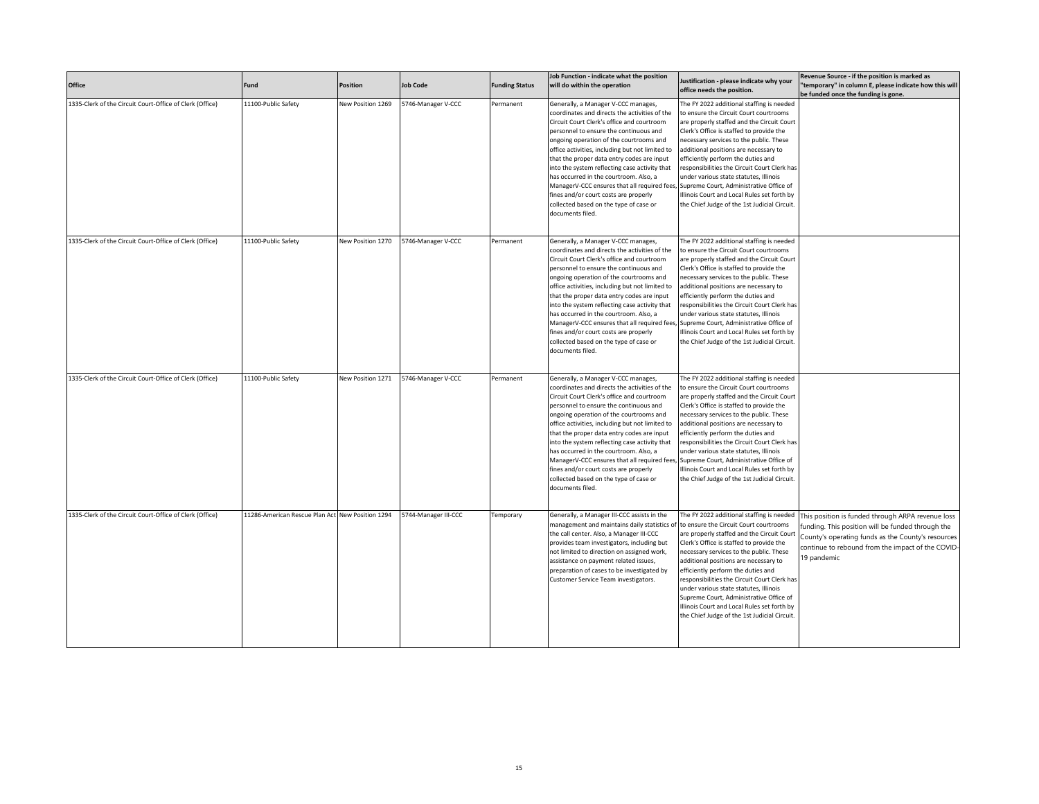| Office | Fund | Position | Job Code | Funding Status | Job Function - indicate what the position will do within the operation | Justification - please indicate why your office needs the position. | Revenue Source - if the position is marked as "temporary" in column E, please indicate how this will be funded once the funding is gone. |
|---|---|---|---|---|---|---|---|
| 1335-Clerk of the Circuit Court-Office of Clerk (Office) | 11100-Public Safety | New Position 1269 | 5746-Manager V-CCC | Permanent | Generally, a Manager V-CCC manages, coordinates and directs the activities of the Circuit Court Clerk's office and courtroom personnel to ensure the continuous and ongoing operation of the courtrooms and office activities, including but not limited to that the proper data entry codes are input into the system reflecting case activity that has occurred in the courtroom. Also, a ManagerV-CCC ensures that all required fees, fines and/or court costs are properly collected based on the type of case or documents filed. | The FY 2022 additional staffing is needed to ensure the Circuit Court courtrooms are properly staffed and the Circuit Court Clerk's Office is staffed to provide the necessary services to the public. These additional positions are necessary to efficiently perform the duties and responsibilities the Circuit Court Clerk has under various state statutes, Illinois Supreme Court, Administrative Office of Illinois Court and Local Rules set forth by the Chief Judge of the 1st Judicial Circuit. | |
| 1335-Clerk of the Circuit Court-Office of Clerk (Office) | 11100-Public Safety | New Position 1270 | 5746-Manager V-CCC | Permanent | Generally, a Manager V-CCC manages, coordinates and directs the activities of the Circuit Court Clerk's office and courtroom personnel to ensure the continuous and ongoing operation of the courtrooms and office activities, including but not limited to that the proper data entry codes are input into the system reflecting case activity that has occurred in the courtroom. Also, a ManagerV-CCC ensures that all required fees, fines and/or court costs are properly collected based on the type of case or documents filed. | The FY 2022 additional staffing is needed to ensure the Circuit Court courtrooms are properly staffed and the Circuit Court Clerk's Office is staffed to provide the necessary services to the public. These additional positions are necessary to efficiently perform the duties and responsibilities the Circuit Court Clerk has under various state statutes, Illinois Supreme Court, Administrative Office of Illinois Court and Local Rules set forth by the Chief Judge of the 1st Judicial Circuit. | |
| 1335-Clerk of the Circuit Court-Office of Clerk (Office) | 11100-Public Safety | New Position 1271 | 5746-Manager V-CCC | Permanent | Generally, a Manager V-CCC manages, coordinates and directs the activities of the Circuit Court Clerk's office and courtroom personnel to ensure the continuous and ongoing operation of the courtrooms and office activities, including but not limited to that the proper data entry codes are input into the system reflecting case activity that has occurred in the courtroom. Also, a ManagerV-CCC ensures that all required fees, fines and/or court costs are properly collected based on the type of case or documents filed. | The FY 2022 additional staffing is needed to ensure the Circuit Court courtrooms are properly staffed and the Circuit Court Clerk's Office is staffed to provide the necessary services to the public. These additional positions are necessary to efficiently perform the duties and responsibilities the Circuit Court Clerk has under various state statutes, Illinois Supreme Court, Administrative Office of Illinois Court and Local Rules set forth by the Chief Judge of the 1st Judicial Circuit. | |
| 1335-Clerk of the Circuit Court-Office of Clerk (Office) | 11286-American Rescue Plan Act | New Position 1294 | 5744-Manager III-CCC | Temporary | Generally, a Manager III-CCC assists in the management and maintains daily statistics of the call center. Also, a Manager III-CCC provides team investigators, including but not limited to direction on assigned work, assistance on payment related issues, preparation of cases to be investigated by Customer Service Team investigators. | The FY 2022 additional staffing is needed to ensure the Circuit Court courtrooms are properly staffed and the Circuit Court Clerk's Office is staffed to provide the necessary services to the public. These additional positions are necessary to efficiently perform the duties and responsibilities the Circuit Court Clerk has under various state statutes, Illinois Supreme Court, Administrative Office of Illinois Court and Local Rules set forth by the Chief Judge of the 1st Judicial Circuit. | This position is funded through ARPA revenue loss funding. This position will be funded through the County's operating funds as the County's resources continue to rebound from the impact of the COVID-19 pandemic |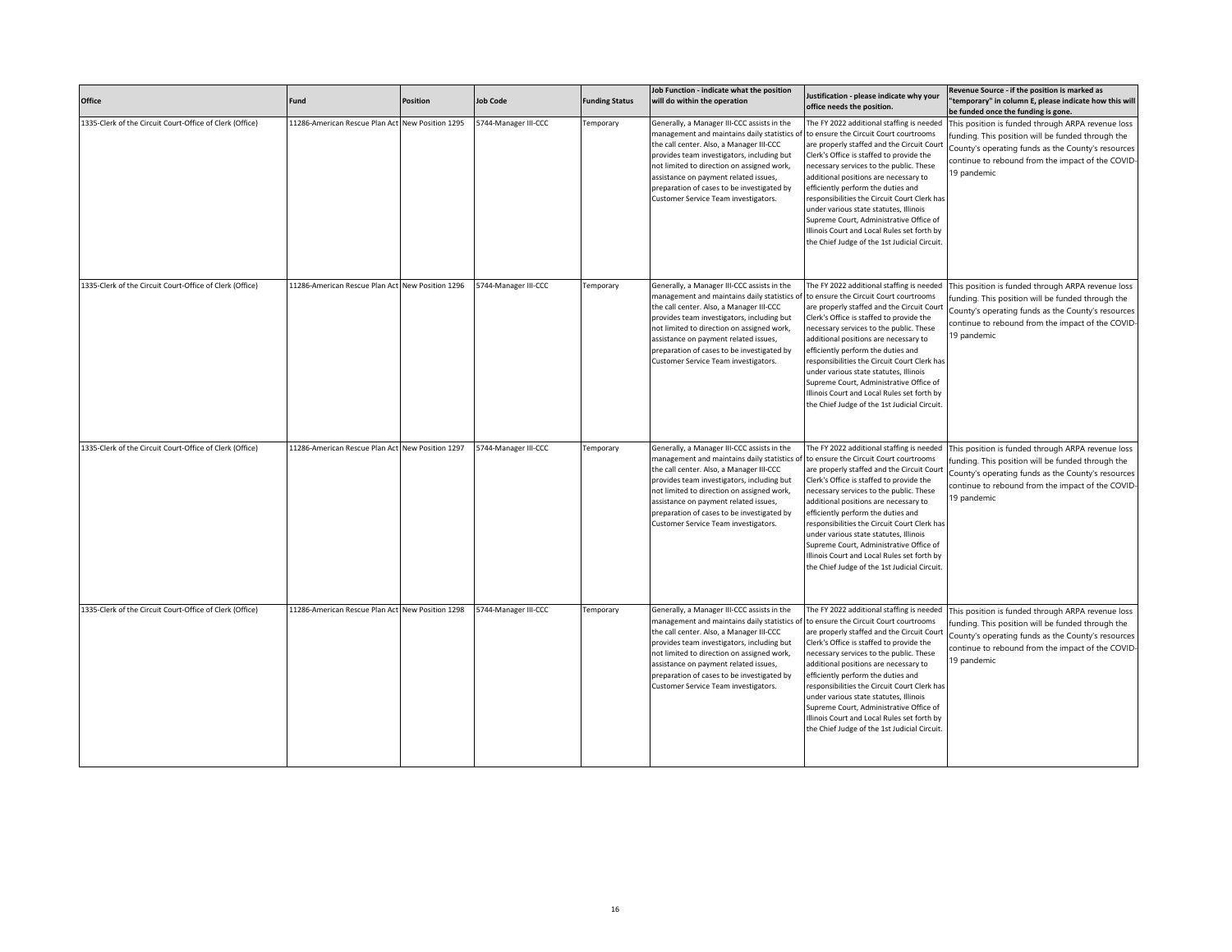| Office | Fund | Position | Job Code | Funding Status | Job Function - indicate what the position will do within the operation | Justification - please indicate why your office needs the position. | Revenue Source - if the position is marked as "temporary" in column E, please indicate how this will be funded once the funding is gone. |
|---|---|---|---|---|---|---|---|
| 1335-Clerk of the Circuit Court-Office of Clerk (Office) | 11286-American Rescue Plan Act | New Position 1295 | 5744-Manager III-CCC | Temporary | Generally, a Manager III-CCC assists in the management and maintains daily statistics of the call center. Also, a Manager III-CCC provides team investigators, including but not limited to direction on assigned work, assistance on payment related issues, preparation of cases to be investigated by Customer Service Team investigators. | The FY 2022 additional staffing is needed to ensure the Circuit Court courtrooms are properly staffed and the Circuit Court Clerk's Office is staffed to provide the necessary services to the public. These additional positions are necessary to efficiently perform the duties and responsibilities the Circuit Court Clerk has under various state statutes, Illinois Supreme Court, Administrative Office of Illinois Court and Local Rules set forth by the Chief Judge of the 1st Judicial Circuit. | This position is funded through ARPA revenue loss funding. This position will be funded through the County's operating funds as the County's resources continue to rebound from the impact of the COVID-19 pandemic |
| 1335-Clerk of the Circuit Court-Office of Clerk (Office) | 11286-American Rescue Plan Act | New Position 1296 | 5744-Manager III-CCC | Temporary | Generally, a Manager III-CCC assists in the management and maintains daily statistics of the call center. Also, a Manager III-CCC provides team investigators, including but not limited to direction on assigned work, assistance on payment related issues, preparation of cases to be investigated by Customer Service Team investigators. | The FY 2022 additional staffing is needed to ensure the Circuit Court courtrooms are properly staffed and the Circuit Court Clerk's Office is staffed to provide the necessary services to the public. These additional positions are necessary to efficiently perform the duties and responsibilities the Circuit Court Clerk has under various state statutes, Illinois Supreme Court, Administrative Office of Illinois Court and Local Rules set forth by the Chief Judge of the 1st Judicial Circuit. | This position is funded through ARPA revenue loss funding. This position will be funded through the County's operating funds as the County's resources continue to rebound from the impact of the COVID-19 pandemic |
| 1335-Clerk of the Circuit Court-Office of Clerk (Office) | 11286-American Rescue Plan Act | New Position 1297 | 5744-Manager III-CCC | Temporary | Generally, a Manager III-CCC assists in the management and maintains daily statistics of the call center. Also, a Manager III-CCC provides team investigators, including but not limited to direction on assigned work, assistance on payment related issues, preparation of cases to be investigated by Customer Service Team investigators. | The FY 2022 additional staffing is needed to ensure the Circuit Court courtrooms are properly staffed and the Circuit Court Clerk's Office is staffed to provide the necessary services to the public. These additional positions are necessary to efficiently perform the duties and responsibilities the Circuit Court Clerk has under various state statutes, Illinois Supreme Court, Administrative Office of Illinois Court and Local Rules set forth by the Chief Judge of the 1st Judicial Circuit. | This position is funded through ARPA revenue loss funding. This position will be funded through the County's operating funds as the County's resources continue to rebound from the impact of the COVID-19 pandemic |
| 1335-Clerk of the Circuit Court-Office of Clerk (Office) | 11286-American Rescue Plan Act | New Position 1298 | 5744-Manager III-CCC | Temporary | Generally, a Manager III-CCC assists in the management and maintains daily statistics of the call center. Also, a Manager III-CCC provides team investigators, including but not limited to direction on assigned work, assistance on payment related issues, preparation of cases to be investigated by Customer Service Team investigators. | The FY 2022 additional staffing is needed to ensure the Circuit Court courtrooms are properly staffed and the Circuit Court Clerk's Office is staffed to provide the necessary services to the public. These additional positions are necessary to efficiently perform the duties and responsibilities the Circuit Court Clerk has under various state statutes, Illinois Supreme Court, Administrative Office of Illinois Court and Local Rules set forth by the Chief Judge of the 1st Judicial Circuit. | This position is funded through ARPA revenue loss funding. This position will be funded through the County's operating funds as the County's resources continue to rebound from the impact of the COVID-19 pandemic |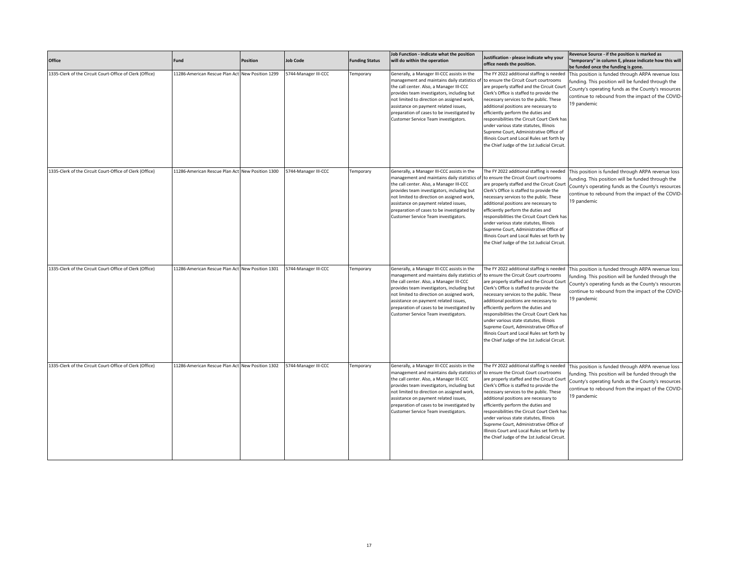| Office | Fund | Position | Job Code | Funding Status | Job Function - indicate what the position will do within the operation | Justification - please indicate why your office needs the position. | Revenue Source - if the position is marked as "temporary" in column E, please indicate how this will be funded once the funding is gone. |
|---|---|---|---|---|---|---|---|
| 1335-Clerk of the Circuit Court-Office of Clerk (Office) | 11286-American Rescue Plan Act | New Position 1299 | 5744-Manager III-CCC | Temporary | Generally, a Manager III-CCC assists in the management and maintains daily statistics of the call center. Also, a Manager III-CCC provides team investigators, including but not limited to direction on assigned work, assistance on payment related issues, preparation of cases to be investigated by Customer Service Team investigators. | The FY 2022 additional staffing is needed to ensure the Circuit Court courtrooms are properly staffed and the Circuit Court Clerk's Office is staffed to provide the necessary services to the public. These additional positions are necessary to efficiently perform the duties and responsibilities the Circuit Court Clerk has under various state statutes, Illinois Supreme Court, Administrative Office of Illinois Court and Local Rules set forth by the Chief Judge of the 1st Judicial Circuit. | This position is funded through ARPA revenue loss funding. This position will be funded through the County's operating funds as the County's resources continue to rebound from the impact of the COVID-19 pandemic |
| 1335-Clerk of the Circuit Court-Office of Clerk (Office) | 11286-American Rescue Plan Act | New Position 1300 | 5744-Manager III-CCC | Temporary | Generally, a Manager III-CCC assists in the management and maintains daily statistics of the call center. Also, a Manager III-CCC provides team investigators, including but not limited to direction on assigned work, assistance on payment related issues, preparation of cases to be investigated by Customer Service Team investigators. | The FY 2022 additional staffing is needed to ensure the Circuit Court courtrooms are properly staffed and the Circuit Court Clerk's Office is staffed to provide the necessary services to the public. These additional positions are necessary to efficiently perform the duties and responsibilities the Circuit Court Clerk has under various state statutes, Illinois Supreme Court, Administrative Office of Illinois Court and Local Rules set forth by the Chief Judge of the 1st Judicial Circuit. | This position is funded through ARPA revenue loss funding. This position will be funded through the County's operating funds as the County's resources continue to rebound from the impact of the COVID-19 pandemic |
| 1335-Clerk of the Circuit Court-Office of Clerk (Office) | 11286-American Rescue Plan Act | New Position 1301 | 5744-Manager III-CCC | Temporary | Generally, a Manager III-CCC assists in the management and maintains daily statistics of the call center. Also, a Manager III-CCC provides team investigators, including but not limited to direction on assigned work, assistance on payment related issues, preparation of cases to be investigated by Customer Service Team investigators. | The FY 2022 additional staffing is needed to ensure the Circuit Court courtrooms are properly staffed and the Circuit Court Clerk's Office is staffed to provide the necessary services to the public. These additional positions are necessary to efficiently perform the duties and responsibilities the Circuit Court Clerk has under various state statutes, Illinois Supreme Court, Administrative Office of Illinois Court and Local Rules set forth by the Chief Judge of the 1st Judicial Circuit. | This position is funded through ARPA revenue loss funding. This position will be funded through the County's operating funds as the County's resources continue to rebound from the impact of the COVID-19 pandemic |
| 1335-Clerk of the Circuit Court-Office of Clerk (Office) | 11286-American Rescue Plan Act | New Position 1302 | 5744-Manager III-CCC | Temporary | Generally, a Manager III-CCC assists in the management and maintains daily statistics of the call center. Also, a Manager III-CCC provides team investigators, including but not limited to direction on assigned work, assistance on payment related issues, preparation of cases to be investigated by Customer Service Team investigators. | The FY 2022 additional staffing is needed to ensure the Circuit Court courtrooms are properly staffed and the Circuit Court Clerk's Office is staffed to provide the necessary services to the public. These additional positions are necessary to efficiently perform the duties and responsibilities the Circuit Court Clerk has under various state statutes, Illinois Supreme Court, Administrative Office of Illinois Court and Local Rules set forth by the Chief Judge of the 1st Judicial Circuit. | This position is funded through ARPA revenue loss funding. This position will be funded through the County's operating funds as the County's resources continue to rebound from the impact of the COVID-19 pandemic |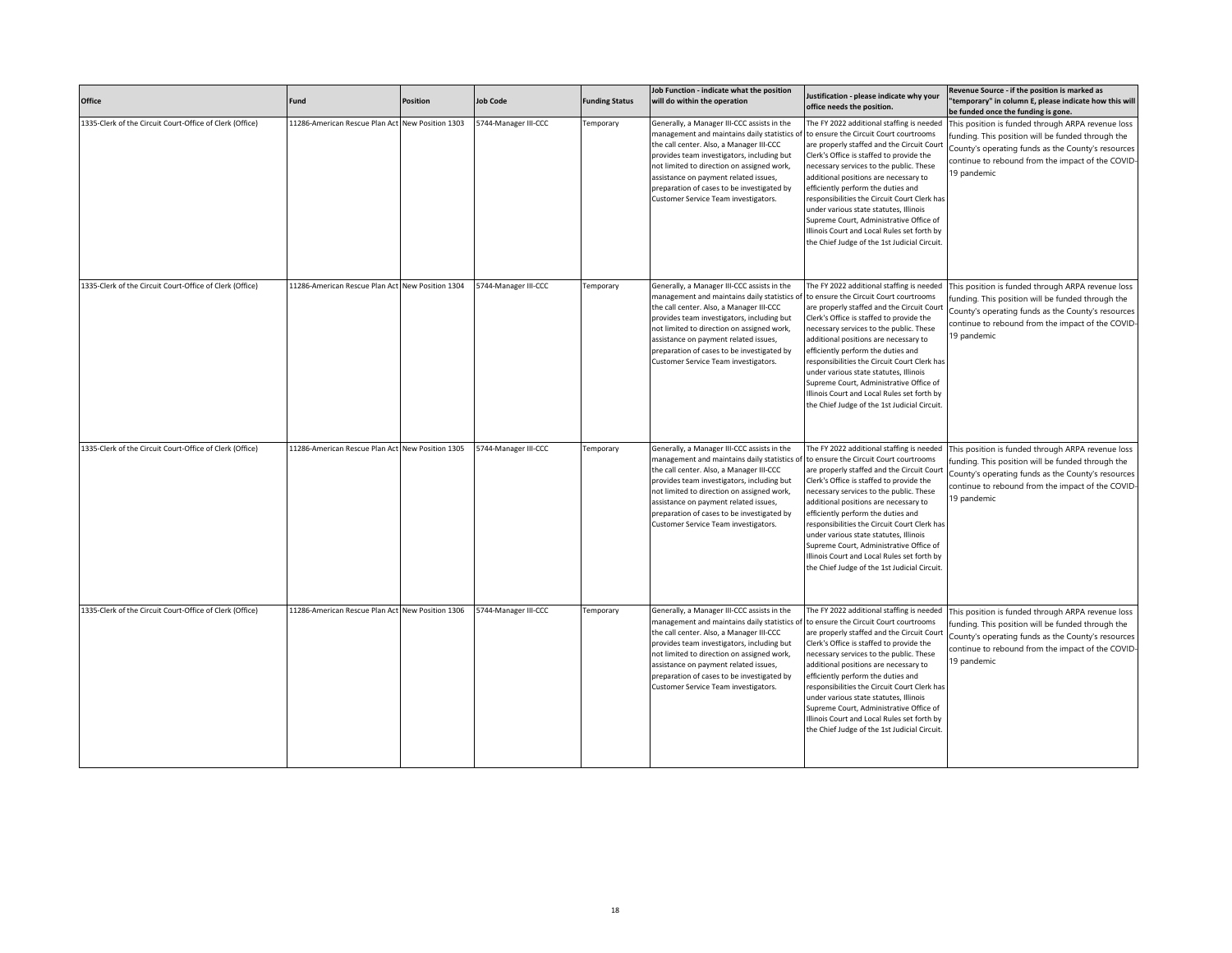| Office | Fund | Position | Job Code | Funding Status | Job Function - indicate what the position will do within the operation | Justification - please indicate why your office needs the position. | Revenue Source - if the position is marked as "temporary" in column E, please indicate how this will be funded once the funding is gone. |
|---|---|---|---|---|---|---|---|
| 1335-Clerk of the Circuit Court-Office of Clerk (Office) | 11286-American Rescue Plan Act | New Position 1303 | 5744-Manager III-CCC | Temporary | Generally, a Manager III-CCC assists in the management and maintains daily statistics of the call center. Also, a Manager III-CCC provides team investigators, including but not limited to direction on assigned work, assistance on payment related issues, preparation of cases to be investigated by Customer Service Team investigators. | The FY 2022 additional staffing is needed to ensure the Circuit Court courtrooms are properly staffed and the Circuit Court Clerk's Office is staffed to provide the necessary services to the public. These additional positions are necessary to efficiently perform the duties and responsibilities the Circuit Court Clerk has under various state statutes, Illinois Supreme Court, Administrative Office of Illinois Court and Local Rules set forth by the Chief Judge of the 1st Judicial Circuit. | This position is funded through ARPA revenue loss funding. This position will be funded through the County's operating funds as the County's resources continue to rebound from the impact of the COVID-19 pandemic |
| 1335-Clerk of the Circuit Court-Office of Clerk (Office) | 11286-American Rescue Plan Act | New Position 1304 | 5744-Manager III-CCC | Temporary | Generally, a Manager III-CCC assists in the management and maintains daily statistics of the call center. Also, a Manager III-CCC provides team investigators, including but not limited to direction on assigned work, assistance on payment related issues, preparation of cases to be investigated by Customer Service Team investigators. | The FY 2022 additional staffing is needed to ensure the Circuit Court courtrooms are properly staffed and the Circuit Court Clerk's Office is staffed to provide the necessary services to the public. These additional positions are necessary to efficiently perform the duties and responsibilities the Circuit Court Clerk has under various state statutes, Illinois Supreme Court, Administrative Office of Illinois Court and Local Rules set forth by the Chief Judge of the 1st Judicial Circuit. | This position is funded through ARPA revenue loss funding. This position will be funded through the County's operating funds as the County's resources continue to rebound from the impact of the COVID-19 pandemic |
| 1335-Clerk of the Circuit Court-Office of Clerk (Office) | 11286-American Rescue Plan Act | New Position 1305 | 5744-Manager III-CCC | Temporary | Generally, a Manager III-CCC assists in the management and maintains daily statistics of the call center. Also, a Manager III-CCC provides team investigators, including but not limited to direction on assigned work, assistance on payment related issues, preparation of cases to be investigated by Customer Service Team investigators. | The FY 2022 additional staffing is needed to ensure the Circuit Court courtrooms are properly staffed and the Circuit Court Clerk's Office is staffed to provide the necessary services to the public. These additional positions are necessary to efficiently perform the duties and responsibilities the Circuit Court Clerk has under various state statutes, Illinois Supreme Court, Administrative Office of Illinois Court and Local Rules set forth by the Chief Judge of the 1st Judicial Circuit. | This position is funded through ARPA revenue loss funding. This position will be funded through the County's operating funds as the County's resources continue to rebound from the impact of the COVID-19 pandemic |
| 1335-Clerk of the Circuit Court-Office of Clerk (Office) | 11286-American Rescue Plan Act | New Position 1306 | 5744-Manager III-CCC | Temporary | Generally, a Manager III-CCC assists in the management and maintains daily statistics of the call center. Also, a Manager III-CCC provides team investigators, including but not limited to direction on assigned work, assistance on payment related issues, preparation of cases to be investigated by Customer Service Team investigators. | The FY 2022 additional staffing is needed to ensure the Circuit Court courtrooms are properly staffed and the Circuit Court Clerk's Office is staffed to provide the necessary services to the public. These additional positions are necessary to efficiently perform the duties and responsibilities the Circuit Court Clerk has under various state statutes, Illinois Supreme Court, Administrative Office of Illinois Court and Local Rules set forth by the Chief Judge of the 1st Judicial Circuit. | This position is funded through ARPA revenue loss funding. This position will be funded through the County's operating funds as the County's resources continue to rebound from the impact of the COVID-19 pandemic |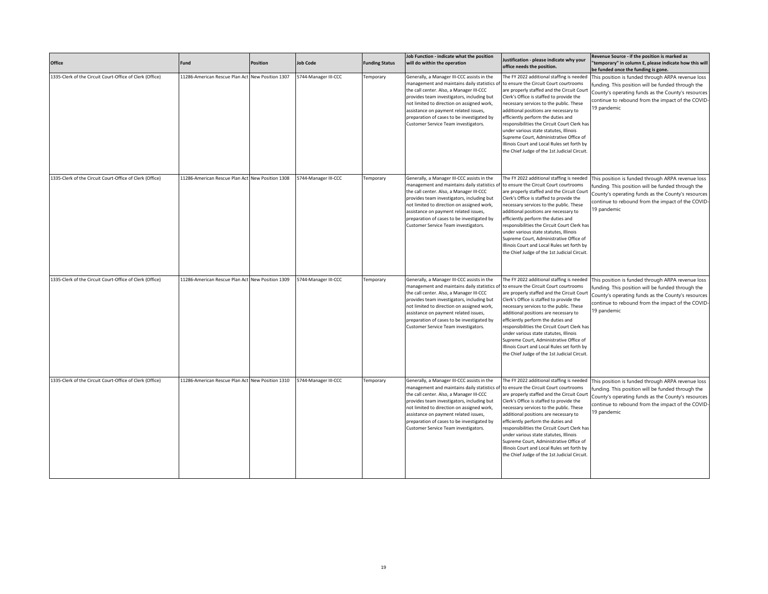| Office | Fund | Position | Job Code | Funding Status | Job Function - indicate what the position will do within the operation | Justification - please indicate why your office needs the position. | Revenue Source - if the position is marked as "temporary" in column E, please indicate how this will be funded once the funding is gone. |
|---|---|---|---|---|---|---|---|
| 1335-Clerk of the Circuit Court-Office of Clerk (Office) | 11286-American Rescue Plan Act | New Position 1307 | 5744-Manager III-CCC | Temporary | Generally, a Manager III-CCC assists in the management and maintains daily statistics of the call center. Also, a Manager III-CCC provides team investigators, including but not limited to direction on assigned work, assistance on payment related issues, preparation of cases to be investigated by Customer Service Team investigators. | The FY 2022 additional staffing is needed to ensure the Circuit Court courtrooms are properly staffed and the Circuit Court Clerk's Office is staffed to provide the necessary services to the public. These additional positions are necessary to efficiently perform the duties and responsibilities the Circuit Court Clerk has under various state statutes, Illinois Supreme Court, Administrative Office of Illinois Court and Local Rules set forth by the Chief Judge of the 1st Judicial Circuit. | This position is funded through ARPA revenue loss funding. This position will be funded through the County's operating funds as the County's resources continue to rebound from the impact of the COVID-19 pandemic |
| 1335-Clerk of the Circuit Court-Office of Clerk (Office) | 11286-American Rescue Plan Act | New Position 1308 | 5744-Manager III-CCC | Temporary | Generally, a Manager III-CCC assists in the management and maintains daily statistics of the call center. Also, a Manager III-CCC provides team investigators, including but not limited to direction on assigned work, assistance on payment related issues, preparation of cases to be investigated by Customer Service Team investigators. | The FY 2022 additional staffing is needed to ensure the Circuit Court courtrooms are properly staffed and the Circuit Court Clerk's Office is staffed to provide the necessary services to the public. These additional positions are necessary to efficiently perform the duties and responsibilities the Circuit Court Clerk has under various state statutes, Illinois Supreme Court, Administrative Office of Illinois Court and Local Rules set forth by the Chief Judge of the 1st Judicial Circuit. | This position is funded through ARPA revenue loss funding. This position will be funded through the County's operating funds as the County's resources continue to rebound from the impact of the COVID-19 pandemic |
| 1335-Clerk of the Circuit Court-Office of Clerk (Office) | 11286-American Rescue Plan Act | New Position 1309 | 5744-Manager III-CCC | Temporary | Generally, a Manager III-CCC assists in the management and maintains daily statistics of the call center. Also, a Manager III-CCC provides team investigators, including but not limited to direction on assigned work, assistance on payment related issues, preparation of cases to be investigated by Customer Service Team investigators. | The FY 2022 additional staffing is needed to ensure the Circuit Court courtrooms are properly staffed and the Circuit Court Clerk's Office is staffed to provide the necessary services to the public. These additional positions are necessary to efficiently perform the duties and responsibilities the Circuit Court Clerk has under various state statutes, Illinois Supreme Court, Administrative Office of Illinois Court and Local Rules set forth by the Chief Judge of the 1st Judicial Circuit. | This position is funded through ARPA revenue loss funding. This position will be funded through the County's operating funds as the County's resources continue to rebound from the impact of the COVID-19 pandemic |
| 1335-Clerk of the Circuit Court-Office of Clerk (Office) | 11286-American Rescue Plan Act | New Position 1310 | 5744-Manager III-CCC | Temporary | Generally, a Manager III-CCC assists in the management and maintains daily statistics of the call center. Also, a Manager III-CCC provides team investigators, including but not limited to direction on assigned work, assistance on payment related issues, preparation of cases to be investigated by Customer Service Team investigators. | The FY 2022 additional staffing is needed to ensure the Circuit Court courtrooms are properly staffed and the Circuit Court Clerk's Office is staffed to provide the necessary services to the public. These additional positions are necessary to efficiently perform the duties and responsibilities the Circuit Court Clerk has under various state statutes, Illinois Supreme Court, Administrative Office of Illinois Court and Local Rules set forth by the Chief Judge of the 1st Judicial Circuit. | This position is funded through ARPA revenue loss funding. This position will be funded through the County's operating funds as the County's resources continue to rebound from the impact of the COVID-19 pandemic |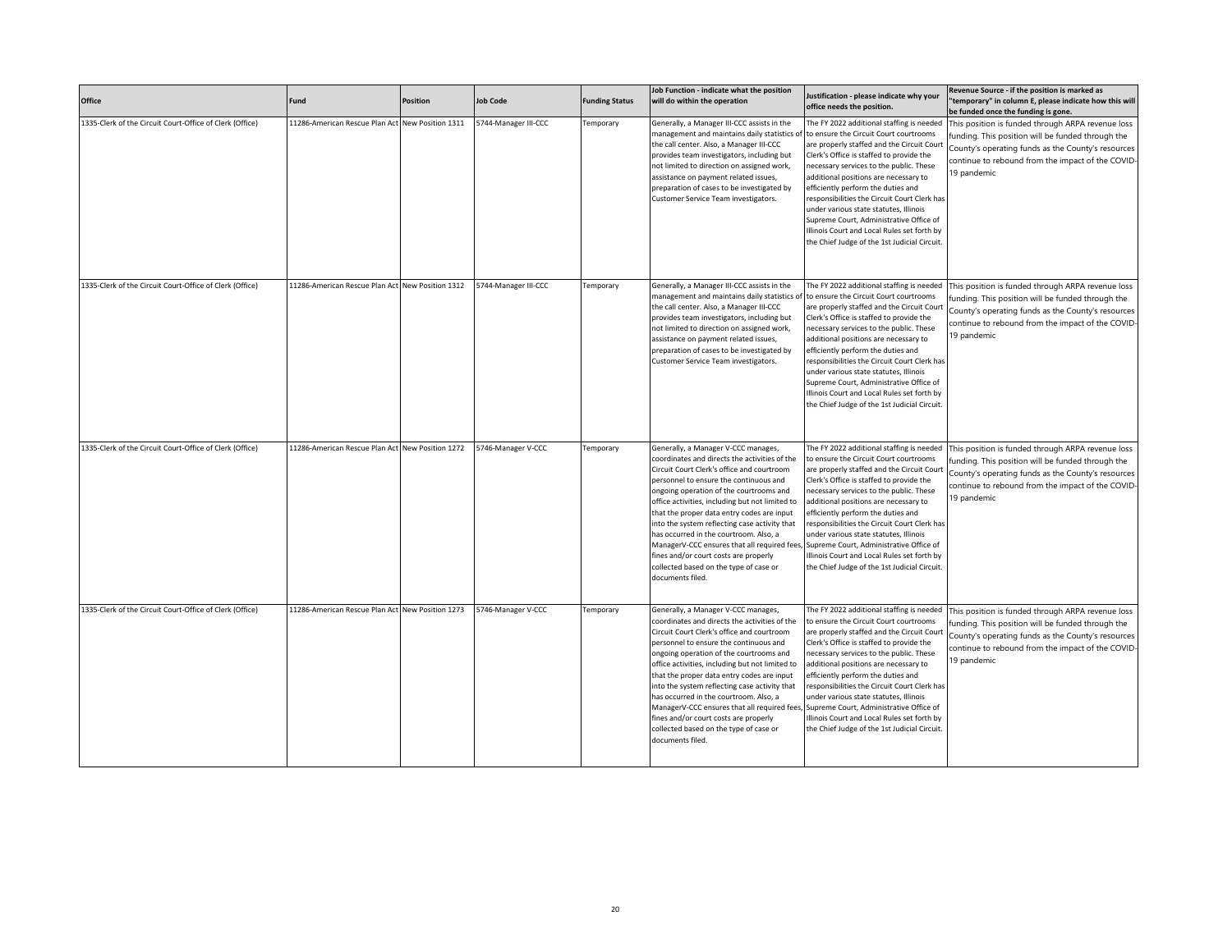| Office | Fund | Position | Job Code | Funding Status | Job Function - indicate what the position will do within the operation | Justification - please indicate why your office needs the position. | Revenue Source - if the position is marked as "temporary" in column E, please indicate how this will be funded once the funding is gone. |
|---|---|---|---|---|---|---|---|
| 1335-Clerk of the Circuit Court-Office of Clerk (Office) | 11286-American Rescue Plan Act | New Position 1311 | 5744-Manager III-CCC | Temporary | Generally, a Manager III-CCC assists in the management and maintains daily statistics of the call center. Also, a Manager III-CCC provides team investigators, including but not limited to direction on assigned work, assistance on payment related issues, preparation of cases to be investigated by Customer Service Team investigators. | The FY 2022 additional staffing is needed to ensure the Circuit Court courtrooms are properly staffed and the Circuit Court Clerk's Office is staffed to provide the necessary services to the public. These additional positions are necessary to efficiently perform the duties and responsibilities the Circuit Court Clerk has under various state statutes, Illinois Supreme Court, Administrative Office of Illinois Court and Local Rules set forth by the Chief Judge of the 1st Judicial Circuit. | This position is funded through ARPA revenue loss funding. This position will be funded through the County's operating funds as the County's resources continue to rebound from the impact of the COVID-19 pandemic |
| 1335-Clerk of the Circuit Court-Office of Clerk (Office) | 11286-American Rescue Plan Act | New Position 1312 | 5744-Manager III-CCC | Temporary | Generally, a Manager III-CCC assists in the management and maintains daily statistics of the call center. Also, a Manager III-CCC provides team investigators, including but not limited to direction on assigned work, assistance on payment related issues, preparation of cases to be investigated by Customer Service Team investigators. | The FY 2022 additional staffing is needed to ensure the Circuit Court courtrooms are properly staffed and the Circuit Court Clerk's Office is staffed to provide the necessary services to the public. These additional positions are necessary to efficiently perform the duties and responsibilities the Circuit Court Clerk has under various state statutes, Illinois Supreme Court, Administrative Office of Illinois Court and Local Rules set forth by the Chief Judge of the 1st Judicial Circuit. | This position is funded through ARPA revenue loss funding. This position will be funded through the County's operating funds as the County's resources continue to rebound from the impact of the COVID-19 pandemic |
| 1335-Clerk of the Circuit Court-Office of Clerk (Office) | 11286-American Rescue Plan Act | New Position 1272 | 5746-Manager V-CCC | Temporary | Generally, a Manager V-CCC manages, coordinates and directs the activities of the Circuit Court Clerk's office and courtroom personnel to ensure the continuous and ongoing operation of the courtrooms and office activities, including but not limited to that the proper data entry codes are input into the system reflecting case activity that has occurred in the courtroom. Also, a ManagerV-CCC ensures that all required fees, fines and/or court costs are properly collected based on the type of case or documents filed. | The FY 2022 additional staffing is needed to ensure the Circuit Court courtrooms are properly staffed and the Circuit Court Clerk's Office is staffed to provide the necessary services to the public. These additional positions are necessary to efficiently perform the duties and responsibilities the Circuit Court Clerk has under various state statutes, Illinois Supreme Court, Administrative Office of Illinois Court and Local Rules set forth by the Chief Judge of the 1st Judicial Circuit. | This position is funded through ARPA revenue loss funding. This position will be funded through the County's operating funds as the County's resources continue to rebound from the impact of the COVID-19 pandemic |
| 1335-Clerk of the Circuit Court-Office of Clerk (Office) | 11286-American Rescue Plan Act | New Position 1273 | 5746-Manager V-CCC | Temporary | Generally, a Manager V-CCC manages, coordinates and directs the activities of the Circuit Court Clerk's office and courtroom personnel to ensure the continuous and ongoing operation of the courtrooms and office activities, including but not limited to that the proper data entry codes are input into the system reflecting case activity that has occurred in the courtroom. Also, a ManagerV-CCC ensures that all required fees, fines and/or court costs are properly collected based on the type of case or documents filed. | The FY 2022 additional staffing is needed to ensure the Circuit Court courtrooms are properly staffed and the Circuit Court Clerk's Office is staffed to provide the necessary services to the public. These additional positions are necessary to efficiently perform the duties and responsibilities the Circuit Court Clerk has under various state statutes, Illinois Supreme Court, Administrative Office of Illinois Court and Local Rules set forth by the Chief Judge of the 1st Judicial Circuit. | This position is funded through ARPA revenue loss funding. This position will be funded through the County's operating funds as the County's resources continue to rebound from the impact of the COVID-19 pandemic |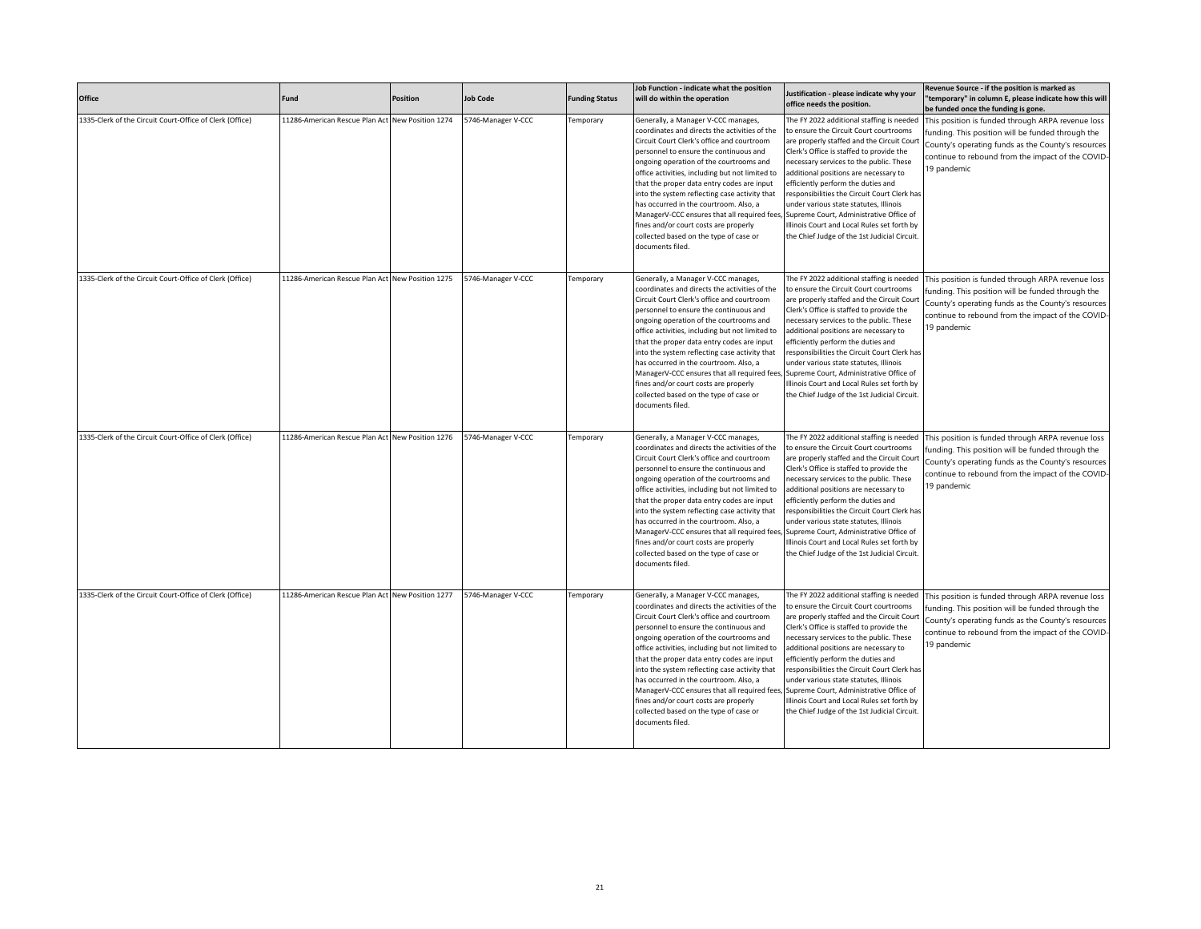| Office | Fund | Position | Job Code | Funding Status | Job Function - indicate what the position will do within the operation | Justification - please indicate why your office needs the position. | Revenue Source - if the position is marked as "temporary" in column E, please indicate how this will be funded once the funding is gone. |
|---|---|---|---|---|---|---|---|
| 1335-Clerk of the Circuit Court-Office of Clerk (Office) | 11286-American Rescue Plan Act | New Position 1274 | 5746-Manager V-CCC | Temporary | Generally, a Manager V-CCC manages, coordinates and directs the activities of the Circuit Court Clerk's office and courtroom personnel to ensure the continuous and ongoing operation of the courtrooms and office activities, including but not limited to that the proper data entry codes are input into the system reflecting case activity that has occurred in the courtroom. Also, a ManagerV-CCC ensures that all required fees, fines and/or court costs are properly collected based on the type of case or documents filed. | The FY 2022 additional staffing is needed to ensure the Circuit Court courtrooms are properly staffed and the Circuit Court Clerk's Office is staffed to provide the necessary services to the public. These additional positions are necessary to efficiently perform the duties and responsibilities the Circuit Court Clerk has under various state statutes, Illinois Supreme Court, Administrative Office of Illinois Court and Local Rules set forth by the Chief Judge of the 1st Judicial Circuit. | This position is funded through ARPA revenue loss funding. This position will be funded through the County's operating funds as the County's resources continue to rebound from the impact of the COVID-19 pandemic |
| 1335-Clerk of the Circuit Court-Office of Clerk (Office) | 11286-American Rescue Plan Act | New Position 1275 | 5746-Manager V-CCC | Temporary | Generally, a Manager V-CCC manages, coordinates and directs the activities of the Circuit Court Clerk's office and courtroom personnel to ensure the continuous and ongoing operation of the courtrooms and office activities, including but not limited to that the proper data entry codes are input into the system reflecting case activity that has occurred in the courtroom. Also, a ManagerV-CCC ensures that all required fees, fines and/or court costs are properly collected based on the type of case or documents filed. | The FY 2022 additional staffing is needed to ensure the Circuit Court courtrooms are properly staffed and the Circuit Court Clerk's Office is staffed to provide the necessary services to the public. These additional positions are necessary to efficiently perform the duties and responsibilities the Circuit Court Clerk has under various state statutes, Illinois Supreme Court, Administrative Office of Illinois Court and Local Rules set forth by the Chief Judge of the 1st Judicial Circuit. | This position is funded through ARPA revenue loss funding. This position will be funded through the County's operating funds as the County's resources continue to rebound from the impact of the COVID-19 pandemic |
| 1335-Clerk of the Circuit Court-Office of Clerk (Office) | 11286-American Rescue Plan Act | New Position 1276 | 5746-Manager V-CCC | Temporary | Generally, a Manager V-CCC manages, coordinates and directs the activities of the Circuit Court Clerk's office and courtroom personnel to ensure the continuous and ongoing operation of the courtrooms and office activities, including but not limited to that the proper data entry codes are input into the system reflecting case activity that has occurred in the courtroom. Also, a ManagerV-CCC ensures that all required fees, fines and/or court costs are properly collected based on the type of case or documents filed. | The FY 2022 additional staffing is needed to ensure the Circuit Court courtrooms are properly staffed and the Circuit Court Clerk's Office is staffed to provide the necessary services to the public. These additional positions are necessary to efficiently perform the duties and responsibilities the Circuit Court Clerk has under various state statutes, Illinois Supreme Court, Administrative Office of Illinois Court and Local Rules set forth by the Chief Judge of the 1st Judicial Circuit. | This position is funded through ARPA revenue loss funding. This position will be funded through the County's operating funds as the County's resources continue to rebound from the impact of the COVID-19 pandemic |
| 1335-Clerk of the Circuit Court-Office of Clerk (Office) | 11286-American Rescue Plan Act | New Position 1277 | 5746-Manager V-CCC | Temporary | Generally, a Manager V-CCC manages, coordinates and directs the activities of the Circuit Court Clerk's office and courtroom personnel to ensure the continuous and ongoing operation of the courtrooms and office activities, including but not limited to that the proper data entry codes are input into the system reflecting case activity that has occurred in the courtroom. Also, a ManagerV-CCC ensures that all required fees, fines and/or court costs are properly collected based on the type of case or documents filed. | The FY 2022 additional staffing is needed to ensure the Circuit Court courtrooms are properly staffed and the Circuit Court Clerk's Office is staffed to provide the necessary services to the public. These additional positions are necessary to efficiently perform the duties and responsibilities the Circuit Court Clerk has under various state statutes, Illinois Supreme Court, Administrative Office of Illinois Court and Local Rules set forth by the Chief Judge of the 1st Judicial Circuit. | This position is funded through ARPA revenue loss funding. This position will be funded through the County's operating funds as the County's resources continue to rebound from the impact of the COVID-19 pandemic |